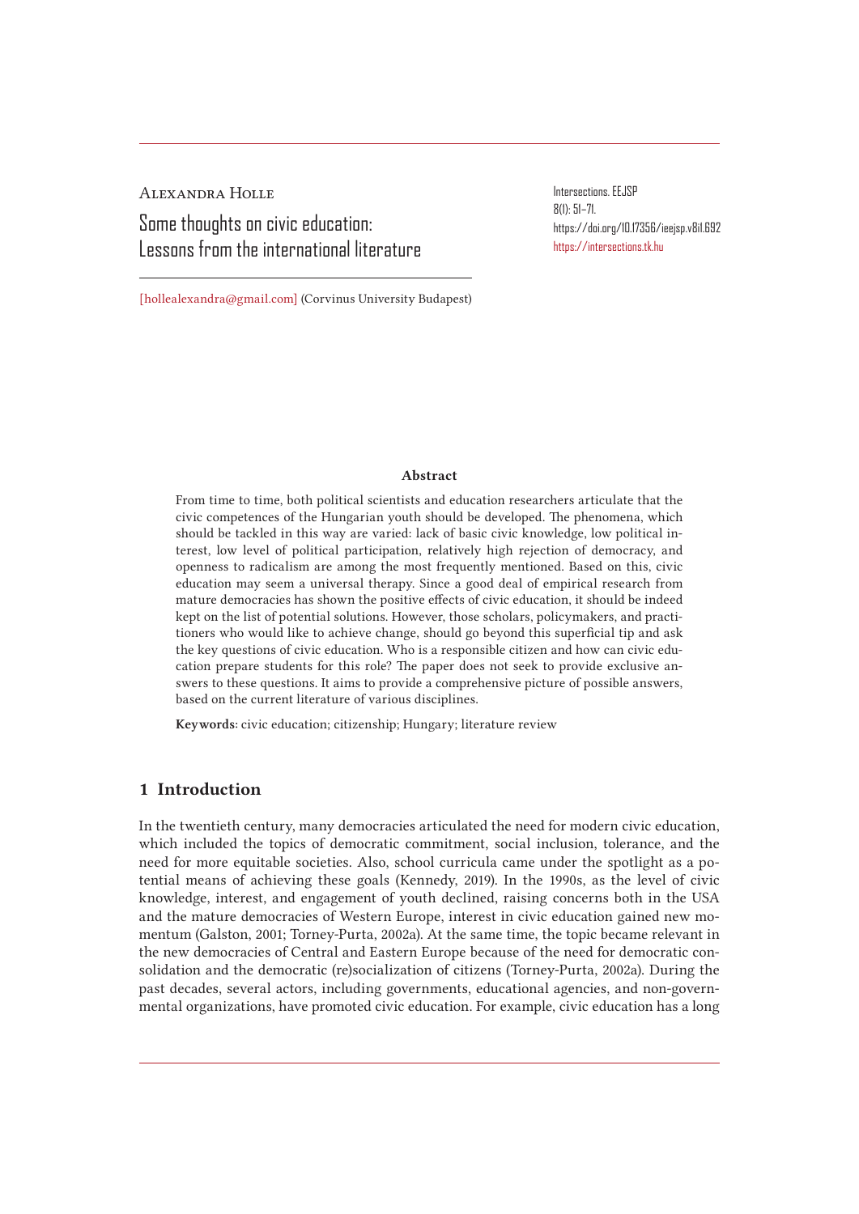Alexandra Holle

# Some thoughts on civic education: Lessons from the international literature

[hollealexandra@gmail.com] (Corvinus University Budapest)

Intersections. EEJSP
8(1): 51–71.
https://doi.org/10.17356/ieejsp.v8i1.692
https://intersections.tk.hu

**Abstract**

From time to time, both political scientists and education researchers articulate that the civic competences of the Hungarian youth should be developed. The phenomena, which should be tackled in this way are varied: lack of basic civic knowledge, low political interest, low level of political participation, relatively high rejection of democracy, and openness to radicalism are among the most frequently mentioned. Based on this, civic education may seem a universal therapy. Since a good deal of empirical research from mature democracies has shown the positive effects of civic education, it should be indeed kept on the list of potential solutions. However, those scholars, policymakers, and practitioners who would like to achieve change, should go beyond this superficial tip and ask the key questions of civic education. Who is a responsible citizen and how can civic education prepare students for this role? The paper does not seek to provide exclusive answers to these questions. It aims to provide a comprehensive picture of possible answers, based on the current literature of various disciplines.

**Keywords**: civic education; citizenship; Hungary; literature review

## 1 Introduction

In the twentieth century, many democracies articulated the need for modern civic education, which included the topics of democratic commitment, social inclusion, tolerance, and the need for more equitable societies. Also, school curricula came under the spotlight as a potential means of achieving these goals (Kennedy, 2019). In the 1990s, as the level of civic knowledge, interest, and engagement of youth declined, raising concerns both in the USA and the mature democracies of Western Europe, interest in civic education gained new momentum (Galston, 2001; Torney-Purta, 2002a). At the same time, the topic became relevant in the new democracies of Central and Eastern Europe because of the need for democratic consolidation and the democratic (re)socialization of citizens (Torney-Purta, 2002a). During the past decades, several actors, including governments, educational agencies, and non-governmental organizations, have promoted civic education. For example, civic education has a long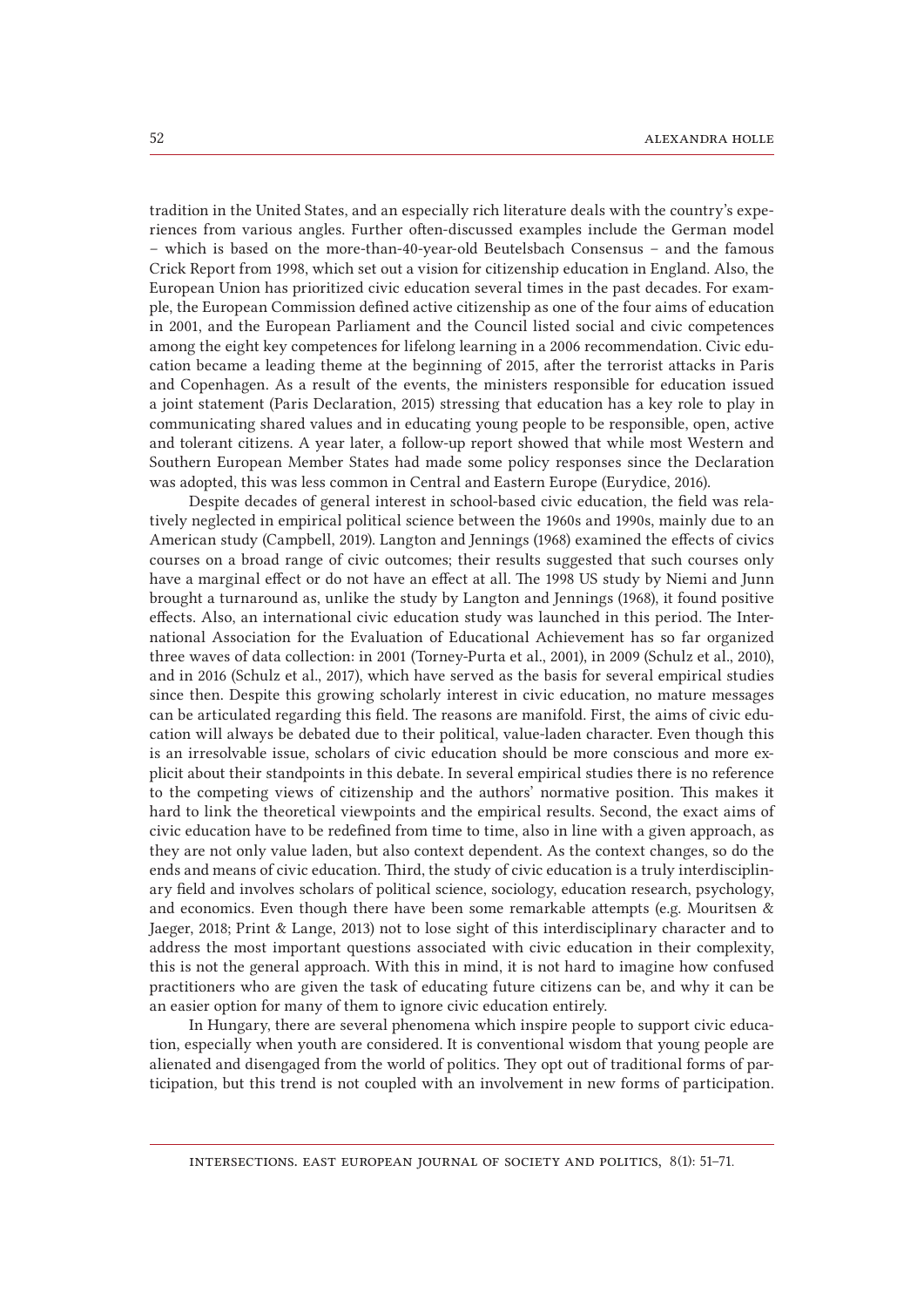tradition in the United States, and an especially rich literature deals with the country's experiences from various angles. Further often-discussed examples include the German model – which is based on the more-than-40-year-old Beutelsbach Consensus – and the famous Crick Report from 1998, which set out a vision for citizenship education in England. Also, the European Union has prioritized civic education several times in the past decades. For example, the European Commission defined active citizenship as one of the four aims of education in 2001, and the European Parliament and the Council listed social and civic competences among the eight key competences for lifelong learning in a 2006 recommendation. Civic education became a leading theme at the beginning of 2015, after the terrorist attacks in Paris and Copenhagen. As a result of the events, the ministers responsible for education issued a joint statement (Paris Declaration, 2015) stressing that education has a key role to play in communicating shared values and in educating young people to be responsible, open, active and tolerant citizens. A year later, a follow-up report showed that while most Western and Southern European Member States had made some policy responses since the Declaration was adopted, this was less common in Central and Eastern Europe (Eurydice, 2016).

Despite decades of general interest in school-based civic education, the field was relatively neglected in empirical political science between the 1960s and 1990s, mainly due to an American study (Campbell, 2019). Langton and Jennings (1968) examined the effects of civics courses on a broad range of civic outcomes; their results suggested that such courses only have a marginal effect or do not have an effect at all. The 1998 US study by Niemi and Junn brought a turnaround as, unlike the study by Langton and Jennings (1968), it found positive effects. Also, an international civic education study was launched in this period. The International Association for the Evaluation of Educational Achievement has so far organized three waves of data collection: in 2001 (Torney-Purta et al., 2001), in 2009 (Schulz et al., 2010), and in 2016 (Schulz et al., 2017), which have served as the basis for several empirical studies since then. Despite this growing scholarly interest in civic education, no mature messages can be articulated regarding this field. The reasons are manifold. First, the aims of civic education will always be debated due to their political, value-laden character. Even though this is an irresolvable issue, scholars of civic education should be more conscious and more explicit about their standpoints in this debate. In several empirical studies there is no reference to the competing views of citizenship and the authors' normative position. This makes it hard to link the theoretical viewpoints and the empirical results. Second, the exact aims of civic education have to be redefined from time to time, also in line with a given approach, as they are not only value laden, but also context dependent. As the context changes, so do the ends and means of civic education. Third, the study of civic education is a truly interdisciplinary field and involves scholars of political science, sociology, education research, psychology, and economics. Even though there have been some remarkable attempts (e.g. Mouritsen & Jaeger, 2018; Print & Lange, 2013) not to lose sight of this interdisciplinary character and to address the most important questions associated with civic education in their complexity, this is not the general approach. With this in mind, it is not hard to imagine how confused practitioners who are given the task of educating future citizens can be, and why it can be an easier option for many of them to ignore civic education entirely.

In Hungary, there are several phenomena which inspire people to support civic education, especially when youth are considered. It is conventional wisdom that young people are alienated and disengaged from the world of politics. They opt out of traditional forms of participation, but this trend is not coupled with an involvement in new forms of participation.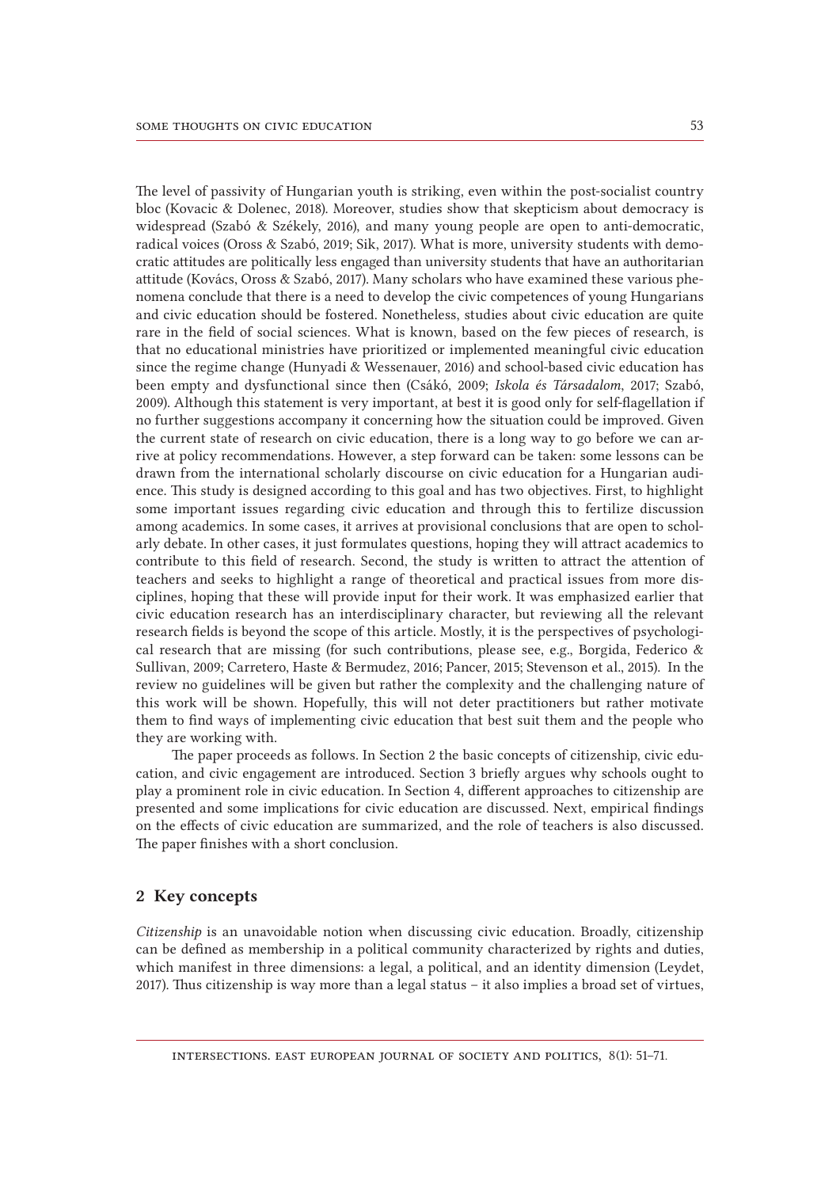The level of passivity of Hungarian youth is striking, even within the post-socialist country bloc (Kovacic & Dolenec, 2018). Moreover, studies show that skepticism about democracy is widespread (Szabó & Székely, 2016), and many young people are open to anti-democratic, radical voices (Oross & Szabó, 2019; Sik, 2017). What is more, university students with democratic attitudes are politically less engaged than university students that have an authoritarian attitude (Kovács, Oross & Szabó, 2017). Many scholars who have examined these various phenomena conclude that there is a need to develop the civic competences of young Hungarians and civic education should be fostered. Nonetheless, studies about civic education are quite rare in the field of social sciences. What is known, based on the few pieces of research, is that no educational ministries have prioritized or implemented meaningful civic education since the regime change (Hunyadi & Wessenauer, 2016) and school-based civic education has been empty and dysfunctional since then (Csákó, 2009; *Iskola és Társadalom*, 2017; Szabó, 2009). Although this statement is very important, at best it is good only for self-flagellation if no further suggestions accompany it concerning how the situation could be improved. Given the current state of research on civic education, there is a long way to go before we can arrive at policy recommendations. However, a step forward can be taken: some lessons can be drawn from the international scholarly discourse on civic education for a Hungarian audience. This study is designed according to this goal and has two objectives. First, to highlight some important issues regarding civic education and through this to fertilize discussion among academics. In some cases, it arrives at provisional conclusions that are open to scholarly debate. In other cases, it just formulates questions, hoping they will attract academics to contribute to this field of research. Second, the study is written to attract the attention of teachers and seeks to highlight a range of theoretical and practical issues from more disciplines, hoping that these will provide input for their work. It was emphasized earlier that civic education research has an interdisciplinary character, but reviewing all the relevant research fields is beyond the scope of this article. Mostly, it is the perspectives of psychological research that are missing (for such contributions, please see, e.g., Borgida, Federico & Sullivan, 2009; Carretero, Haste & Bermudez, 2016; Pancer, 2015; Stevenson et al., 2015). In the review no guidelines will be given but rather the complexity and the challenging nature of this work will be shown. Hopefully, this will not deter practitioners but rather motivate them to find ways of implementing civic education that best suit them and the people who they are working with.

The paper proceeds as follows. In Section 2 the basic concepts of citizenship, civic education, and civic engagement are introduced. Section 3 briefly argues why schools ought to play a prominent role in civic education. In Section 4, different approaches to citizenship are presented and some implications for civic education are discussed. Next, empirical findings on the effects of civic education are summarized, and the role of teachers is also discussed. The paper finishes with a short conclusion.

## 2 Key concepts

*Citizenship* is an unavoidable notion when discussing civic education. Broadly, citizenship can be defined as membership in a political community characterized by rights and duties, which manifest in three dimensions: a legal, a political, and an identity dimension (Leydet, 2017). Thus citizenship is way more than a legal status – it also implies a broad set of virtues,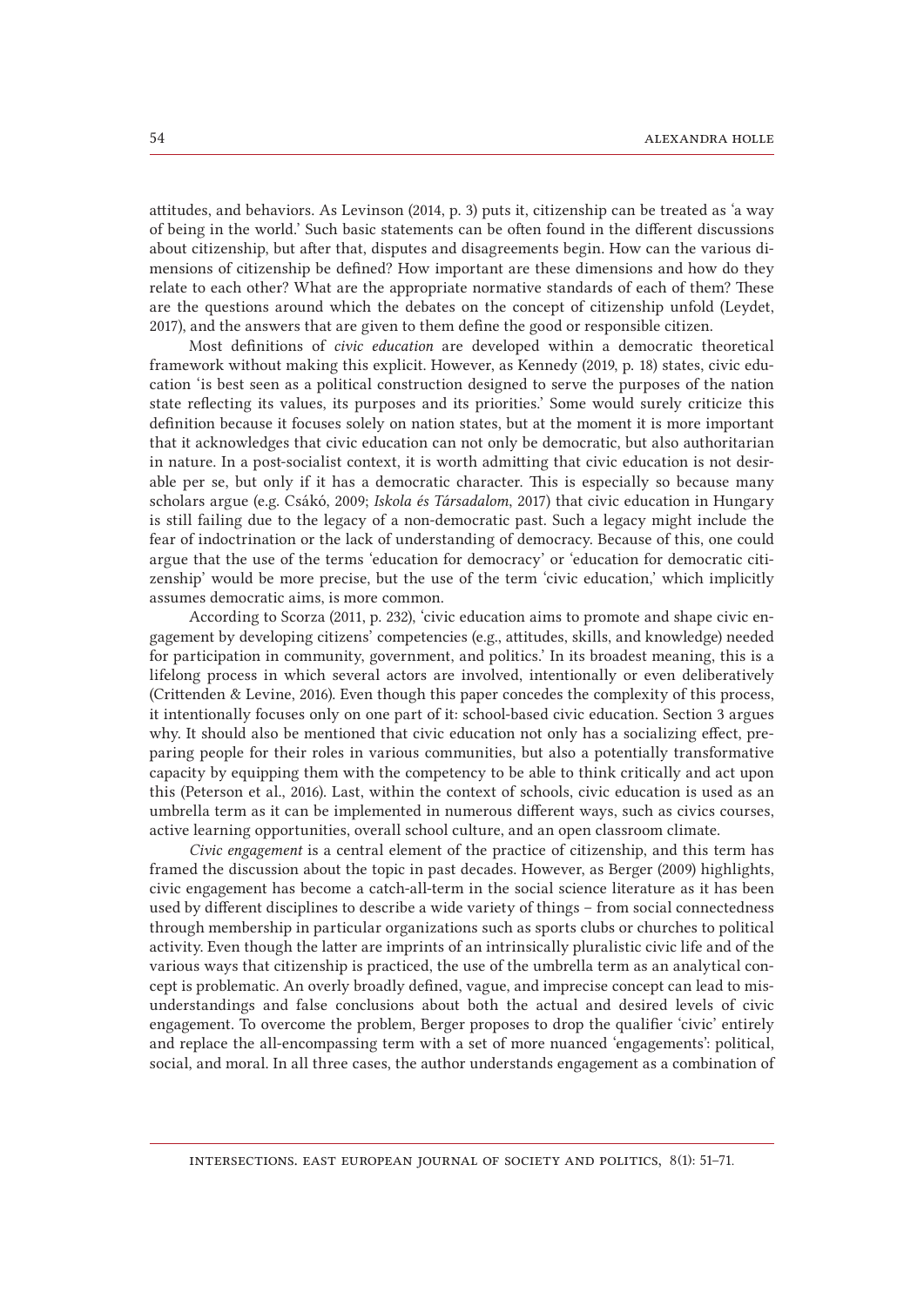attitudes, and behaviors. As Levinson (2014, p. 3) puts it, citizenship can be treated as 'a way of being in the world.' Such basic statements can be often found in the different discussions about citizenship, but after that, disputes and disagreements begin. How can the various dimensions of citizenship be defined? How important are these dimensions and how do they relate to each other? What are the appropriate normative standards of each of them? These are the questions around which the debates on the concept of citizenship unfold (Leydet, 2017), and the answers that are given to them define the good or responsible citizen.

Most definitions of *civic education* are developed within a democratic theoretical framework without making this explicit. However, as Kennedy (2019, p. 18) states, civic education 'is best seen as a political construction designed to serve the purposes of the nation state reflecting its values, its purposes and its priorities.' Some would surely criticize this definition because it focuses solely on nation states, but at the moment it is more important that it acknowledges that civic education can not only be democratic, but also authoritarian in nature. In a post-socialist context, it is worth admitting that civic education is not desirable per se, but only if it has a democratic character. This is especially so because many scholars argue (e.g. Csákó, 2009; *Iskola és Társadalom*, 2017) that civic education in Hungary is still failing due to the legacy of a non-democratic past. Such a legacy might include the fear of indoctrination or the lack of understanding of democracy. Because of this, one could argue that the use of the terms 'education for democracy' or 'education for democratic citizenship' would be more precise, but the use of the term 'civic education,' which implicitly assumes democratic aims, is more common.

According to Scorza (2011, p. 232), 'civic education aims to promote and shape civic engagement by developing citizens' competencies (e.g., attitudes, skills, and knowledge) needed for participation in community, government, and politics.' In its broadest meaning, this is a lifelong process in which several actors are involved, intentionally or even deliberatively (Crittenden & Levine, 2016). Even though this paper concedes the complexity of this process, it intentionally focuses only on one part of it: school-based civic education. Section 3 argues why. It should also be mentioned that civic education not only has a socializing effect, preparing people for their roles in various communities, but also a potentially transformative capacity by equipping them with the competency to be able to think critically and act upon this (Peterson et al., 2016). Last, within the context of schools, civic education is used as an umbrella term as it can be implemented in numerous different ways, such as civics courses, active learning opportunities, overall school culture, and an open classroom climate.

*Civic engagement* is a central element of the practice of citizenship, and this term has framed the discussion about the topic in past decades. However, as Berger (2009) highlights, civic engagement has become a catch-all-term in the social science literature as it has been used by different disciplines to describe a wide variety of things – from social connectedness through membership in particular organizations such as sports clubs or churches to political activity. Even though the latter are imprints of an intrinsically pluralistic civic life and of the various ways that citizenship is practiced, the use of the umbrella term as an analytical concept is problematic. An overly broadly defined, vague, and imprecise concept can lead to misunderstandings and false conclusions about both the actual and desired levels of civic engagement. To overcome the problem, Berger proposes to drop the qualifier 'civic' entirely and replace the all-encompassing term with a set of more nuanced 'engagements': political, social, and moral. In all three cases, the author understands engagement as a combination of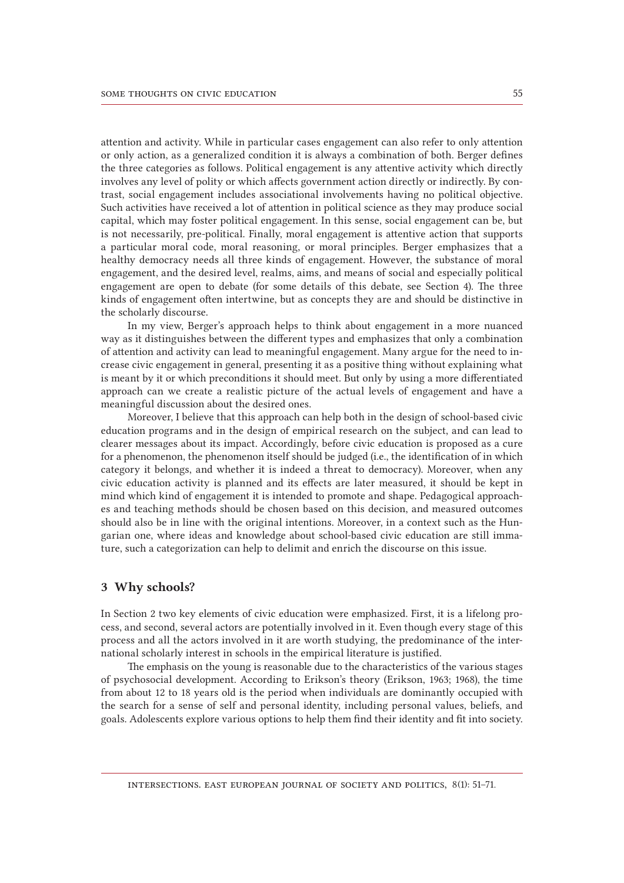attention and activity. While in particular cases engagement can also refer to only attention or only action, as a generalized condition it is always a combination of both. Berger defines the three categories as follows. Political engagement is any attentive activity which directly involves any level of polity or which affects government action directly or indirectly. By contrast, social engagement includes associational involvements having no political objective. Such activities have received a lot of attention in political science as they may produce social capital, which may foster political engagement. In this sense, social engagement can be, but is not necessarily, pre-political. Finally, moral engagement is attentive action that supports a particular moral code, moral reasoning, or moral principles. Berger emphasizes that a healthy democracy needs all three kinds of engagement. However, the substance of moral engagement, and the desired level, realms, aims, and means of social and especially political engagement are open to debate (for some details of this debate, see Section 4). The three kinds of engagement often intertwine, but as concepts they are and should be distinctive in the scholarly discourse.

In my view, Berger's approach helps to think about engagement in a more nuanced way as it distinguishes between the different types and emphasizes that only a combination of attention and activity can lead to meaningful engagement. Many argue for the need to increase civic engagement in general, presenting it as a positive thing without explaining what is meant by it or which preconditions it should meet. But only by using a more differentiated approach can we create a realistic picture of the actual levels of engagement and have a meaningful discussion about the desired ones.

Moreover, I believe that this approach can help both in the design of school-based civic education programs and in the design of empirical research on the subject, and can lead to clearer messages about its impact. Accordingly, before civic education is proposed as a cure for a phenomenon, the phenomenon itself should be judged (i.e., the identification of in which category it belongs, and whether it is indeed a threat to democracy). Moreover, when any civic education activity is planned and its effects are later measured, it should be kept in mind which kind of engagement it is intended to promote and shape. Pedagogical approaches and teaching methods should be chosen based on this decision, and measured outcomes should also be in line with the original intentions. Moreover, in a context such as the Hungarian one, where ideas and knowledge about school-based civic education are still immature, such a categorization can help to delimit and enrich the discourse on this issue.

## 3 Why schools?

In Section 2 two key elements of civic education were emphasized. First, it is a lifelong process, and second, several actors are potentially involved in it. Even though every stage of this process and all the actors involved in it are worth studying, the predominance of the international scholarly interest in schools in the empirical literature is justified.

The emphasis on the young is reasonable due to the characteristics of the various stages of psychosocial development. According to Erikson's theory (Erikson, 1963; 1968), the time from about 12 to 18 years old is the period when individuals are dominantly occupied with the search for a sense of self and personal identity, including personal values, beliefs, and goals. Adolescents explore various options to help them find their identity and fit into society.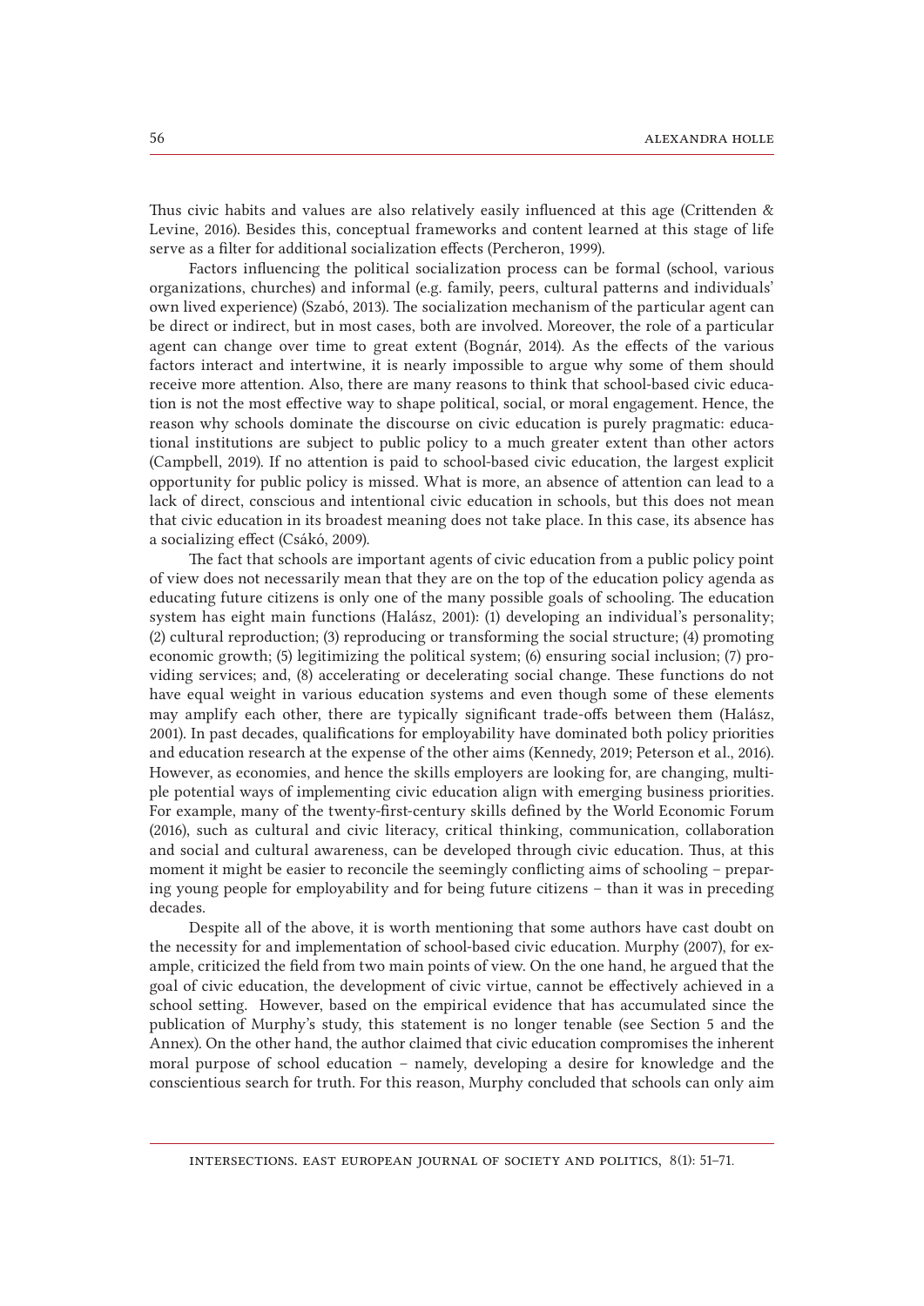Thus civic habits and values are also relatively easily influenced at this age (Crittenden & Levine, 2016). Besides this, conceptual frameworks and content learned at this stage of life serve as a filter for additional socialization effects (Percheron, 1999).

Factors influencing the political socialization process can be formal (school, various organizations, churches) and informal (e.g. family, peers, cultural patterns and individuals' own lived experience) (Szabó, 2013). The socialization mechanism of the particular agent can be direct or indirect, but in most cases, both are involved. Moreover, the role of a particular agent can change over time to great extent (Bognár, 2014). As the effects of the various factors interact and intertwine, it is nearly impossible to argue why some of them should receive more attention. Also, there are many reasons to think that school-based civic education is not the most effective way to shape political, social, or moral engagement. Hence, the reason why schools dominate the discourse on civic education is purely pragmatic: educational institutions are subject to public policy to a much greater extent than other actors (Campbell, 2019). If no attention is paid to school-based civic education, the largest explicit opportunity for public policy is missed. What is more, an absence of attention can lead to a lack of direct, conscious and intentional civic education in schools, but this does not mean that civic education in its broadest meaning does not take place. In this case, its absence has a socializing effect (Csákó, 2009).

The fact that schools are important agents of civic education from a public policy point of view does not necessarily mean that they are on the top of the education policy agenda as educating future citizens is only one of the many possible goals of schooling. The education system has eight main functions (Halász, 2001): (1) developing an individual's personality; (2) cultural reproduction; (3) reproducing or transforming the social structure; (4) promoting economic growth; (5) legitimizing the political system; (6) ensuring social inclusion; (7) providing services; and, (8) accelerating or decelerating social change. These functions do not have equal weight in various education systems and even though some of these elements may amplify each other, there are typically significant trade-offs between them (Halász, 2001). In past decades, qualifications for employability have dominated both policy priorities and education research at the expense of the other aims (Kennedy, 2019; Peterson et al., 2016). However, as economies, and hence the skills employers are looking for, are changing, multiple potential ways of implementing civic education align with emerging business priorities. For example, many of the twenty-first-century skills defined by the World Economic Forum (2016), such as cultural and civic literacy, critical thinking, communication, collaboration and social and cultural awareness, can be developed through civic education. Thus, at this moment it might be easier to reconcile the seemingly conflicting aims of schooling – preparing young people for employability and for being future citizens – than it was in preceding decades.

Despite all of the above, it is worth mentioning that some authors have cast doubt on the necessity for and implementation of school-based civic education. Murphy (2007), for example, criticized the field from two main points of view. On the one hand, he argued that the goal of civic education, the development of civic virtue, cannot be effectively achieved in a school setting. However, based on the empirical evidence that has accumulated since the publication of Murphy's study, this statement is no longer tenable (see Section 5 and the Annex). On the other hand, the author claimed that civic education compromises the inherent moral purpose of school education – namely, developing a desire for knowledge and the conscientious search for truth. For this reason, Murphy concluded that schools can only aim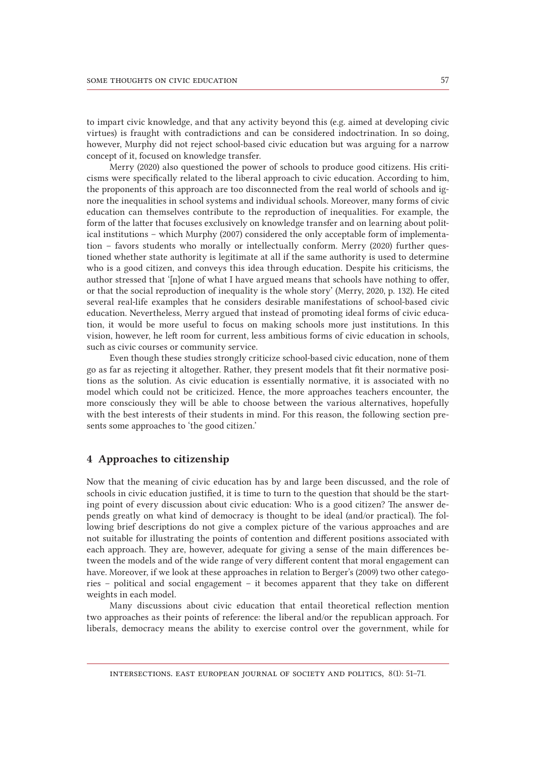to impart civic knowledge, and that any activity beyond this (e.g. aimed at developing civic virtues) is fraught with contradictions and can be considered indoctrination. In so doing, however, Murphy did not reject school-based civic education but was arguing for a narrow concept of it, focused on knowledge transfer.

Merry (2020) also questioned the power of schools to produce good citizens. His criticisms were specifically related to the liberal approach to civic education. According to him, the proponents of this approach are too disconnected from the real world of schools and ignore the inequalities in school systems and individual schools. Moreover, many forms of civic education can themselves contribute to the reproduction of inequalities. For example, the form of the latter that focuses exclusively on knowledge transfer and on learning about political institutions – which Murphy (2007) considered the only acceptable form of implementation – favors students who morally or intellectually conform. Merry (2020) further questioned whether state authority is legitimate at all if the same authority is used to determine who is a good citizen, and conveys this idea through education. Despite his criticisms, the author stressed that '[n]one of what I have argued means that schools have nothing to offer, or that the social reproduction of inequality is the whole story' (Merry, 2020, p. 132). He cited several real-life examples that he considers desirable manifestations of school-based civic education. Nevertheless, Merry argued that instead of promoting ideal forms of civic education, it would be more useful to focus on making schools more just institutions. In this vision, however, he left room for current, less ambitious forms of civic education in schools, such as civic courses or community service.

Even though these studies strongly criticize school-based civic education, none of them go as far as rejecting it altogether. Rather, they present models that fit their normative positions as the solution. As civic education is essentially normative, it is associated with no model which could not be criticized. Hence, the more approaches teachers encounter, the more consciously they will be able to choose between the various alternatives, hopefully with the best interests of their students in mind. For this reason, the following section presents some approaches to 'the good citizen.'

## 4 Approaches to citizenship

Now that the meaning of civic education has by and large been discussed, and the role of schools in civic education justified, it is time to turn to the question that should be the starting point of every discussion about civic education: Who is a good citizen? The answer depends greatly on what kind of democracy is thought to be ideal (and/or practical). The following brief descriptions do not give a complex picture of the various approaches and are not suitable for illustrating the points of contention and different positions associated with each approach. They are, however, adequate for giving a sense of the main differences between the models and of the wide range of very different content that moral engagement can have. Moreover, if we look at these approaches in relation to Berger's (2009) two other categories – political and social engagement – it becomes apparent that they take on different weights in each model.

Many discussions about civic education that entail theoretical reflection mention two approaches as their points of reference: the liberal and/or the republican approach. For liberals, democracy means the ability to exercise control over the government, while for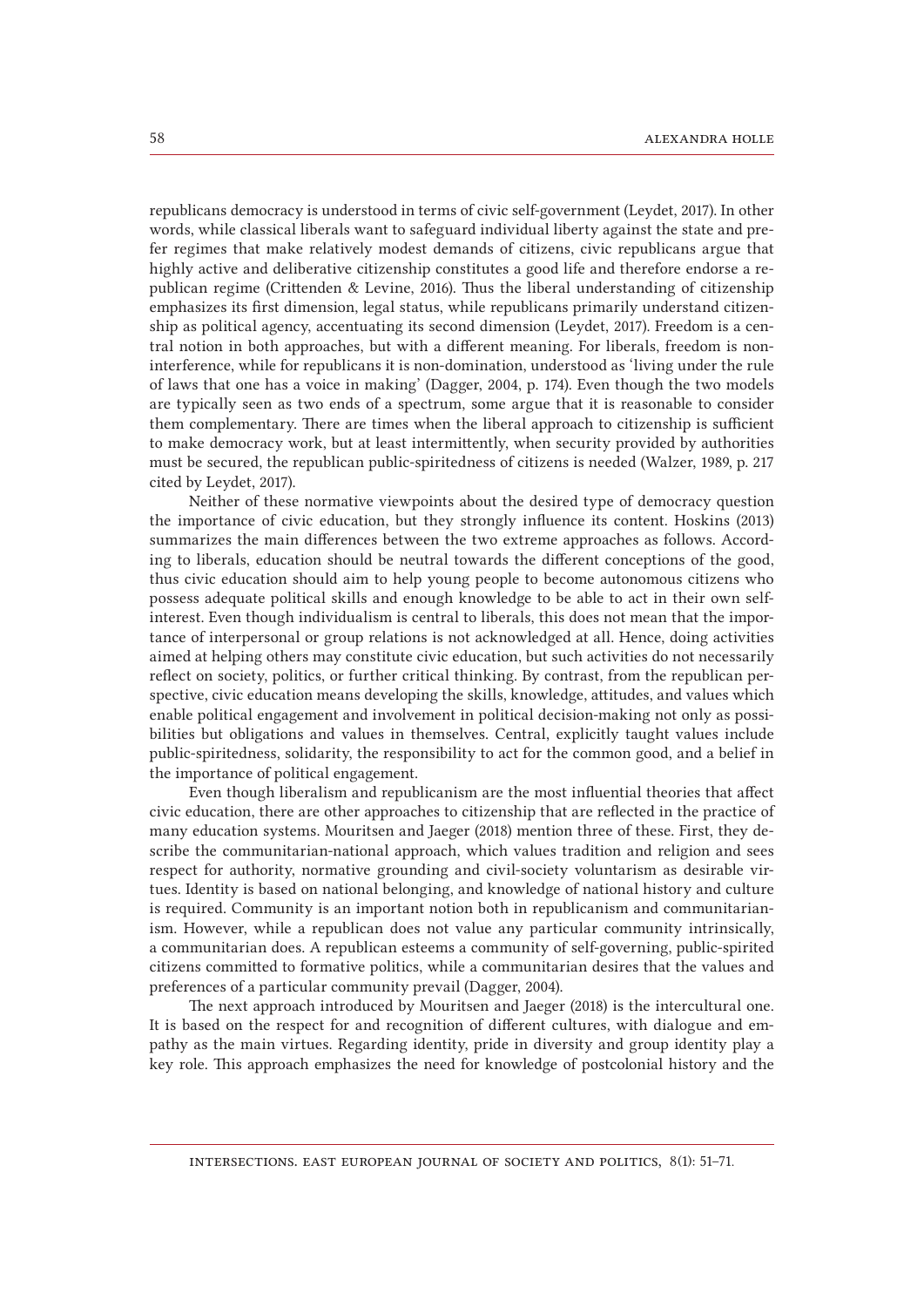republicans democracy is understood in terms of civic self-government (Leydet, 2017). In other words, while classical liberals want to safeguard individual liberty against the state and prefer regimes that make relatively modest demands of citizens, civic republicans argue that highly active and deliberative citizenship constitutes a good life and therefore endorse a republican regime (Crittenden & Levine, 2016). Thus the liberal understanding of citizenship emphasizes its first dimension, legal status, while republicans primarily understand citizenship as political agency, accentuating its second dimension (Leydet, 2017). Freedom is a central notion in both approaches, but with a different meaning. For liberals, freedom is non-interference, while for republicans it is non-domination, understood as 'living under the rule of laws that one has a voice in making' (Dagger, 2004, p. 174). Even though the two models are typically seen as two ends of a spectrum, some argue that it is reasonable to consider them complementary. There are times when the liberal approach to citizenship is sufficient to make democracy work, but at least intermittently, when security provided by authorities must be secured, the republican public-spiritedness of citizens is needed (Walzer, 1989, p. 217 cited by Leydet, 2017).

Neither of these normative viewpoints about the desired type of democracy question the importance of civic education, but they strongly influence its content. Hoskins (2013) summarizes the main differences between the two extreme approaches as follows. According to liberals, education should be neutral towards the different conceptions of the good, thus civic education should aim to help young people to become autonomous citizens who possess adequate political skills and enough knowledge to be able to act in their own self-interest. Even though individualism is central to liberals, this does not mean that the importance of interpersonal or group relations is not acknowledged at all. Hence, doing activities aimed at helping others may constitute civic education, but such activities do not necessarily reflect on society, politics, or further critical thinking. By contrast, from the republican perspective, civic education means developing the skills, knowledge, attitudes, and values which enable political engagement and involvement in political decision-making not only as possibilities but obligations and values in themselves. Central, explicitly taught values include public-spiritedness, solidarity, the responsibility to act for the common good, and a belief in the importance of political engagement.

Even though liberalism and republicanism are the most influential theories that affect civic education, there are other approaches to citizenship that are reflected in the practice of many education systems. Mouritsen and Jaeger (2018) mention three of these. First, they describe the communitarian-national approach, which values tradition and religion and sees respect for authority, normative grounding and civil-society voluntarism as desirable virtues. Identity is based on national belonging, and knowledge of national history and culture is required. Community is an important notion both in republicanism and communitarianism. However, while a republican does not value any particular community intrinsically, a communitarian does. A republican esteems a community of self-governing, public-spirited citizens committed to formative politics, while a communitarian desires that the values and preferences of a particular community prevail (Dagger, 2004).

The next approach introduced by Mouritsen and Jaeger (2018) is the intercultural one. It is based on the respect for and recognition of different cultures, with dialogue and empathy as the main virtues. Regarding identity, pride in diversity and group identity play a key role. This approach emphasizes the need for knowledge of postcolonial history and the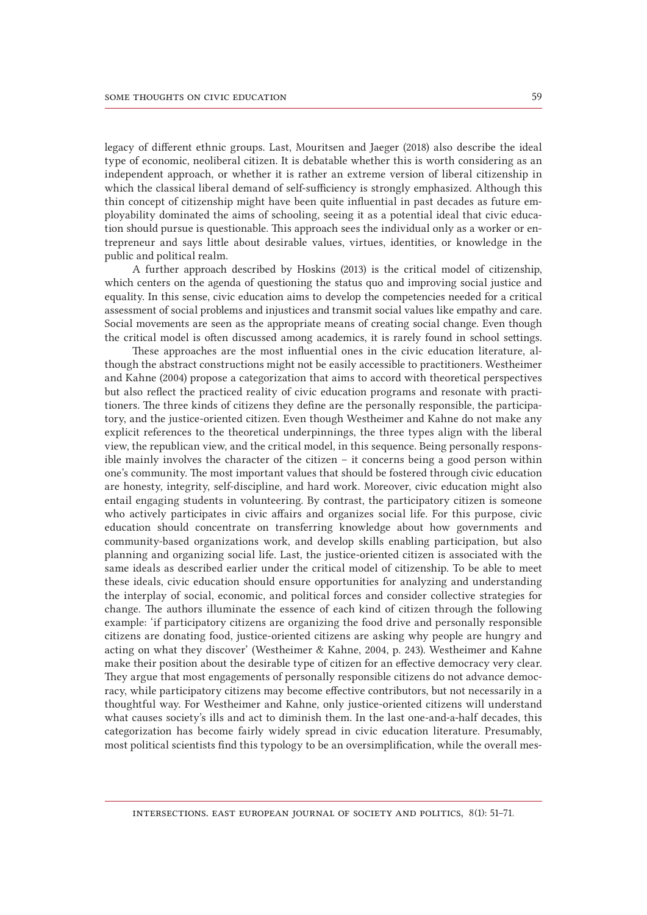legacy of different ethnic groups. Last, Mouritsen and Jaeger (2018) also describe the ideal type of economic, neoliberal citizen. It is debatable whether this is worth considering as an independent approach, or whether it is rather an extreme version of liberal citizenship in which the classical liberal demand of self-sufficiency is strongly emphasized. Although this thin concept of citizenship might have been quite influential in past decades as future employability dominated the aims of schooling, seeing it as a potential ideal that civic education should pursue is questionable. This approach sees the individual only as a worker or entrepreneur and says little about desirable values, virtues, identities, or knowledge in the public and political realm.

A further approach described by Hoskins (2013) is the critical model of citizenship, which centers on the agenda of questioning the status quo and improving social justice and equality. In this sense, civic education aims to develop the competencies needed for a critical assessment of social problems and injustices and transmit social values like empathy and care. Social movements are seen as the appropriate means of creating social change. Even though the critical model is often discussed among academics, it is rarely found in school settings.

These approaches are the most influential ones in the civic education literature, although the abstract constructions might not be easily accessible to practitioners. Westheimer and Kahne (2004) propose a categorization that aims to accord with theoretical perspectives but also reflect the practiced reality of civic education programs and resonate with practitioners. The three kinds of citizens they define are the personally responsible, the participatory, and the justice-oriented citizen. Even though Westheimer and Kahne do not make any explicit references to the theoretical underpinnings, the three types align with the liberal view, the republican view, and the critical model, in this sequence. Being personally responsible mainly involves the character of the citizen – it concerns being a good person within one's community. The most important values that should be fostered through civic education are honesty, integrity, self-discipline, and hard work. Moreover, civic education might also entail engaging students in volunteering. By contrast, the participatory citizen is someone who actively participates in civic affairs and organizes social life. For this purpose, civic education should concentrate on transferring knowledge about how governments and community-based organizations work, and develop skills enabling participation, but also planning and organizing social life. Last, the justice-oriented citizen is associated with the same ideals as described earlier under the critical model of citizenship. To be able to meet these ideals, civic education should ensure opportunities for analyzing and understanding the interplay of social, economic, and political forces and consider collective strategies for change. The authors illuminate the essence of each kind of citizen through the following example: 'if participatory citizens are organizing the food drive and personally responsible citizens are donating food, justice-oriented citizens are asking why people are hungry and acting on what they discover' (Westheimer & Kahne, 2004, p. 243). Westheimer and Kahne make their position about the desirable type of citizen for an effective democracy very clear. They argue that most engagements of personally responsible citizens do not advance democracy, while participatory citizens may become effective contributors, but not necessarily in a thoughtful way. For Westheimer and Kahne, only justice-oriented citizens will understand what causes society's ills and act to diminish them. In the last one-and-a-half decades, this categorization has become fairly widely spread in civic education literature. Presumably, most political scientists find this typology to be an oversimplification, while the overall mes-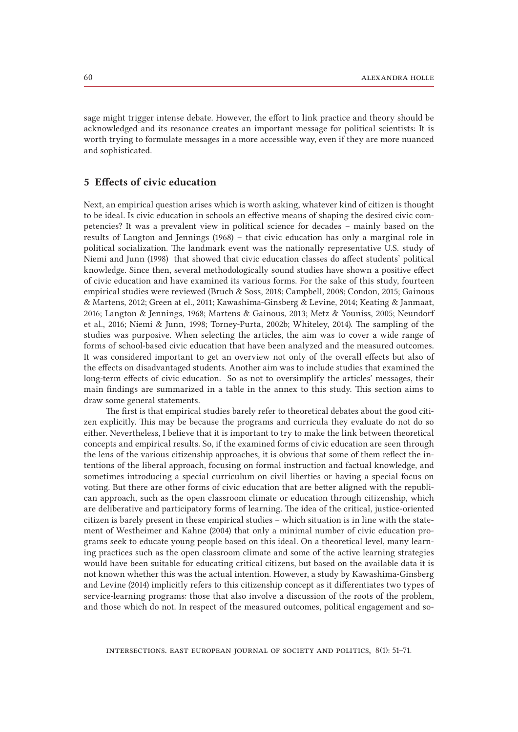sage might trigger intense debate. However, the effort to link practice and theory should be acknowledged and its resonance creates an important message for political scientists: It is worth trying to formulate messages in a more accessible way, even if they are more nuanced and sophisticated.

## 5 Effects of civic education

Next, an empirical question arises which is worth asking, whatever kind of citizen is thought to be ideal. Is civic education in schools an effective means of shaping the desired civic competencies? It was a prevalent view in political science for decades – mainly based on the results of Langton and Jennings (1968) – that civic education has only a marginal role in political socialization. The landmark event was the nationally representative U.S. study of Niemi and Junn (1998) that showed that civic education classes do affect students' political knowledge. Since then, several methodologically sound studies have shown a positive effect of civic education and have examined its various forms. For the sake of this study, fourteen empirical studies were reviewed (Bruch & Soss, 2018; Campbell, 2008; Condon, 2015; Gainous & Martens, 2012; Green at el., 2011; Kawashima-Ginsberg & Levine, 2014; Keating & Janmaat, 2016; Langton & Jennings, 1968; Martens & Gainous, 2013; Metz & Youniss, 2005; Neundorf et al., 2016; Niemi & Junn, 1998; Torney-Purta, 2002b; Whiteley, 2014). The sampling of the studies was purposive. When selecting the articles, the aim was to cover a wide range of forms of school-based civic education that have been analyzed and the measured outcomes. It was considered important to get an overview not only of the overall effects but also of the effects on disadvantaged students. Another aim was to include studies that examined the long-term effects of civic education. So as not to oversimplify the articles' messages, their main findings are summarized in a table in the annex to this study. This section aims to draw some general statements.

The first is that empirical studies barely refer to theoretical debates about the good citizen explicitly. This may be because the programs and curricula they evaluate do not do so either. Nevertheless, I believe that it is important to try to make the link between theoretical concepts and empirical results. So, if the examined forms of civic education are seen through the lens of the various citizenship approaches, it is obvious that some of them reflect the intentions of the liberal approach, focusing on formal instruction and factual knowledge, and sometimes introducing a special curriculum on civil liberties or having a special focus on voting. But there are other forms of civic education that are better aligned with the republican approach, such as the open classroom climate or education through citizenship, which are deliberative and participatory forms of learning. The idea of the critical, justice-oriented citizen is barely present in these empirical studies – which situation is in line with the statement of Westheimer and Kahne (2004) that only a minimal number of civic education programs seek to educate young people based on this ideal. On a theoretical level, many learning practices such as the open classroom climate and some of the active learning strategies would have been suitable for educating critical citizens, but based on the available data it is not known whether this was the actual intention. However, a study by Kawashima-Ginsberg and Levine (2014) implicitly refers to this citizenship concept as it differentiates two types of service-learning programs: those that also involve a discussion of the roots of the problem, and those which do not. In respect of the measured outcomes, political engagement and so-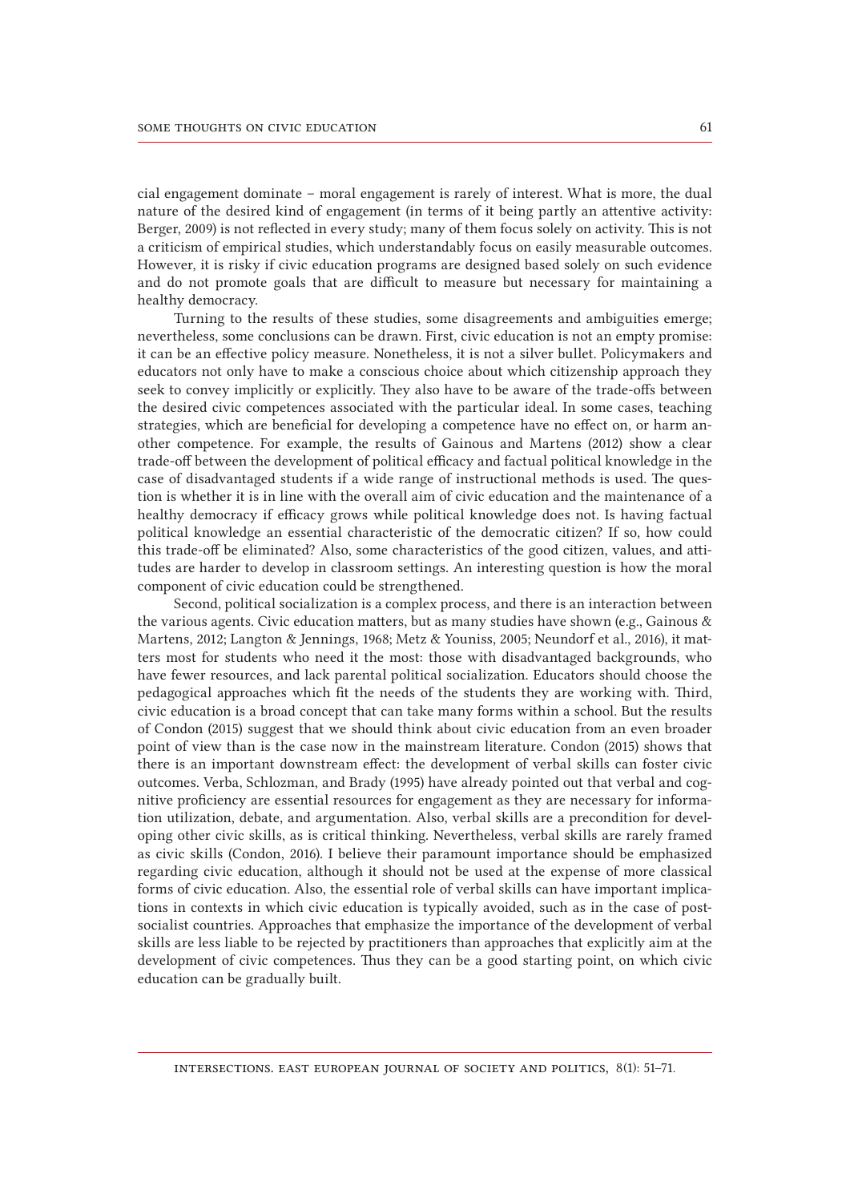cial engagement dominate – moral engagement is rarely of interest. What is more, the dual nature of the desired kind of engagement (in terms of it being partly an attentive activity: Berger, 2009) is not reflected in every study; many of them focus solely on activity. This is not a criticism of empirical studies, which understandably focus on easily measurable outcomes. However, it is risky if civic education programs are designed based solely on such evidence and do not promote goals that are difficult to measure but necessary for maintaining a healthy democracy.

Turning to the results of these studies, some disagreements and ambiguities emerge; nevertheless, some conclusions can be drawn. First, civic education is not an empty promise: it can be an effective policy measure. Nonetheless, it is not a silver bullet. Policymakers and educators not only have to make a conscious choice about which citizenship approach they seek to convey implicitly or explicitly. They also have to be aware of the trade-offs between the desired civic competences associated with the particular ideal. In some cases, teaching strategies, which are beneficial for developing a competence have no effect on, or harm another competence. For example, the results of Gainous and Martens (2012) show a clear trade-off between the development of political efficacy and factual political knowledge in the case of disadvantaged students if a wide range of instructional methods is used. The question is whether it is in line with the overall aim of civic education and the maintenance of a healthy democracy if efficacy grows while political knowledge does not. Is having factual political knowledge an essential characteristic of the democratic citizen? If so, how could this trade-off be eliminated? Also, some characteristics of the good citizen, values, and attitudes are harder to develop in classroom settings. An interesting question is how the moral component of civic education could be strengthened.

Second, political socialization is a complex process, and there is an interaction between the various agents. Civic education matters, but as many studies have shown (e.g., Gainous & Martens, 2012; Langton & Jennings, 1968; Metz & Youniss, 2005; Neundorf et al., 2016), it matters most for students who need it the most: those with disadvantaged backgrounds, who have fewer resources, and lack parental political socialization. Educators should choose the pedagogical approaches which fit the needs of the students they are working with. Third, civic education is a broad concept that can take many forms within a school. But the results of Condon (2015) suggest that we should think about civic education from an even broader point of view than is the case now in the mainstream literature. Condon (2015) shows that there is an important downstream effect: the development of verbal skills can foster civic outcomes. Verba, Schlozman, and Brady (1995) have already pointed out that verbal and cognitive proficiency are essential resources for engagement as they are necessary for information utilization, debate, and argumentation. Also, verbal skills are a precondition for developing other civic skills, as is critical thinking. Nevertheless, verbal skills are rarely framed as civic skills (Condon, 2016). I believe their paramount importance should be emphasized regarding civic education, although it should not be used at the expense of more classical forms of civic education. Also, the essential role of verbal skills can have important implications in contexts in which civic education is typically avoided, such as in the case of post-socialist countries. Approaches that emphasize the importance of the development of verbal skills are less liable to be rejected by practitioners than approaches that explicitly aim at the development of civic competences. Thus they can be a good starting point, on which civic education can be gradually built.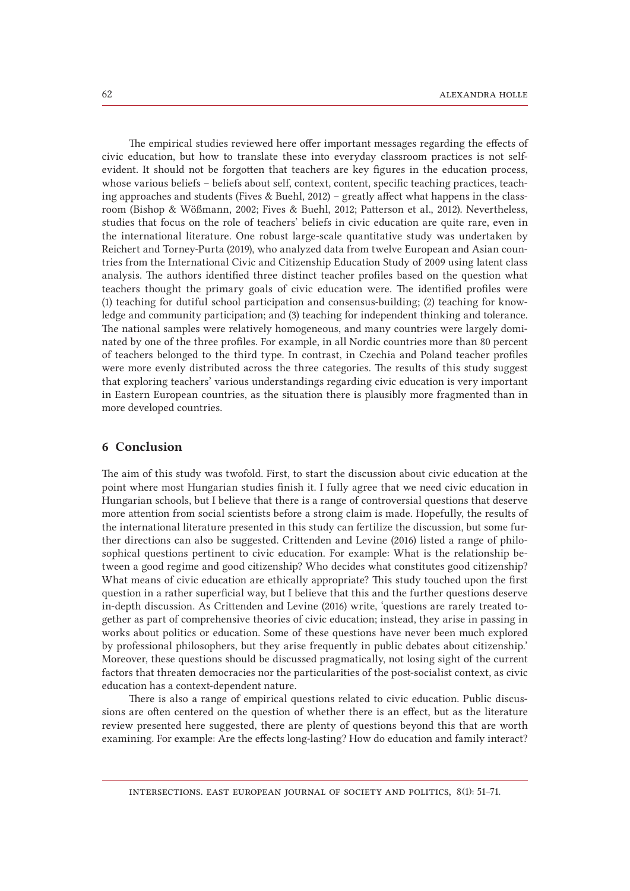The empirical studies reviewed here offer important messages regarding the effects of civic education, but how to translate these into everyday classroom practices is not self-evident. It should not be forgotten that teachers are key figures in the education process, whose various beliefs – beliefs about self, context, content, specific teaching practices, teaching approaches and students (Fives & Buehl, 2012) – greatly affect what happens in the classroom (Bishop & Wößmann, 2002; Fives & Buehl, 2012; Patterson et al., 2012). Nevertheless, studies that focus on the role of teachers' beliefs in civic education are quite rare, even in the international literature. One robust large-scale quantitative study was undertaken by Reichert and Torney-Purta (2019), who analyzed data from twelve European and Asian countries from the International Civic and Citizenship Education Study of 2009 using latent class analysis. The authors identified three distinct teacher profiles based on the question what teachers thought the primary goals of civic education were. The identified profiles were (1) teaching for dutiful school participation and consensus-building; (2) teaching for knowledge and community participation; and (3) teaching for independent thinking and tolerance. The national samples were relatively homogeneous, and many countries were largely dominated by one of the three profiles. For example, in all Nordic countries more than 80 percent of teachers belonged to the third type. In contrast, in Czechia and Poland teacher profiles were more evenly distributed across the three categories. The results of this study suggest that exploring teachers' various understandings regarding civic education is very important in Eastern European countries, as the situation there is plausibly more fragmented than in more developed countries.

## 6 Conclusion

The aim of this study was twofold. First, to start the discussion about civic education at the point where most Hungarian studies finish it. I fully agree that we need civic education in Hungarian schools, but I believe that there is a range of controversial questions that deserve more attention from social scientists before a strong claim is made. Hopefully, the results of the international literature presented in this study can fertilize the discussion, but some further directions can also be suggested. Crittenden and Levine (2016) listed a range of philosophical questions pertinent to civic education. For example: What is the relationship between a good regime and good citizenship? Who decides what constitutes good citizenship? What means of civic education are ethically appropriate? This study touched upon the first question in a rather superficial way, but I believe that this and the further questions deserve in-depth discussion. As Crittenden and Levine (2016) write, 'questions are rarely treated together as part of comprehensive theories of civic education; instead, they arise in passing in works about politics or education. Some of these questions have never been much explored by professional philosophers, but they arise frequently in public debates about citizenship.' Moreover, these questions should be discussed pragmatically, not losing sight of the current factors that threaten democracies nor the particularities of the post-socialist context, as civic education has a context-dependent nature.

There is also a range of empirical questions related to civic education. Public discussions are often centered on the question of whether there is an effect, but as the literature review presented here suggested, there are plenty of questions beyond this that are worth examining. For example: Are the effects long-lasting? How do education and family interact?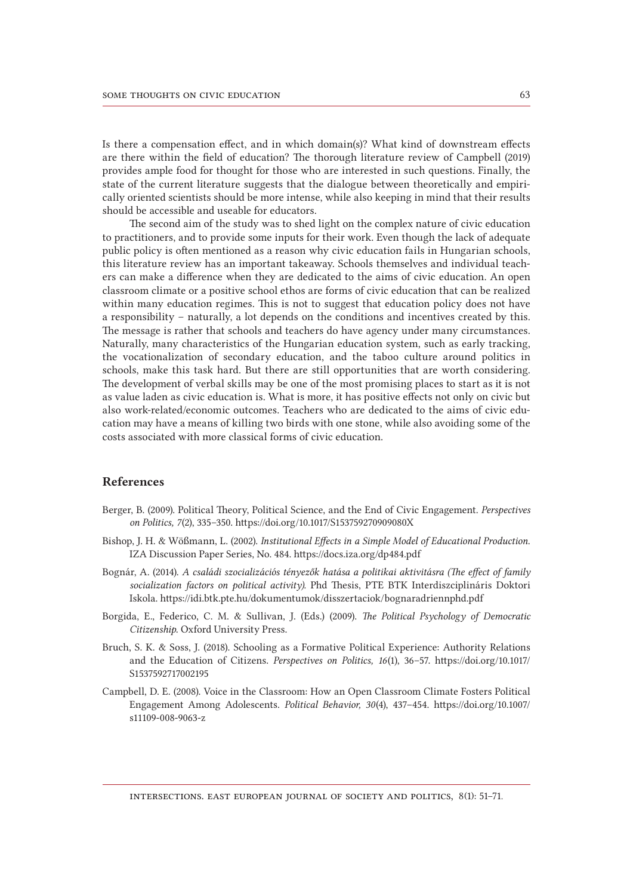Is there a compensation effect, and in which domain(s)? What kind of downstream effects are there within the field of education? The thorough literature review of Campbell (2019) provides ample food for thought for those who are interested in such questions. Finally, the state of the current literature suggests that the dialogue between theoretically and empirically oriented scientists should be more intense, while also keeping in mind that their results should be accessible and useable for educators.

The second aim of the study was to shed light on the complex nature of civic education to practitioners, and to provide some inputs for their work. Even though the lack of adequate public policy is often mentioned as a reason why civic education fails in Hungarian schools, this literature review has an important takeaway. Schools themselves and individual teachers can make a difference when they are dedicated to the aims of civic education. An open classroom climate or a positive school ethos are forms of civic education that can be realized within many education regimes. This is not to suggest that education policy does not have a responsibility – naturally, a lot depends on the conditions and incentives created by this. The message is rather that schools and teachers do have agency under many circumstances. Naturally, many characteristics of the Hungarian education system, such as early tracking, the vocationalization of secondary education, and the taboo culture around politics in schools, make this task hard. But there are still opportunities that are worth considering. The development of verbal skills may be one of the most promising places to start as it is not as value laden as civic education is. What is more, it has positive effects not only on civic but also work-related/economic outcomes. Teachers who are dedicated to the aims of civic education may have a means of killing two birds with one stone, while also avoiding some of the costs associated with more classical forms of civic education.

## References

Berger, B. (2009). Political Theory, Political Science, and the End of Civic Engagement. *Perspectives on Politics, 7*(2), 335–350. https://doi.org/10.1017/S153759270909080X

Bishop, J. H. & Wößmann, L. (2002). *Institutional Effects in a Simple Model of Educational Production*. IZA Discussion Paper Series, No. 484. https://docs.iza.org/dp484.pdf

Bognár, A. (2014). *A családi szocializációs tényezők hatása a politikai aktivitásra (The effect of family socialization factors on political activity)*. Phd Thesis, PTE BTK Interdiszciplináris Doktori Iskola. https://idi.btk.pte.hu/dokumentumok/disszertaciok/bognaradriennphd.pdf

Borgida, E., Federico, C. M. & Sullivan, J. (Eds.) (2009). *The Political Psychology of Democratic Citizenship*. Oxford University Press.

Bruch, S. K. & Soss, J. (2018). Schooling as a Formative Political Experience: Authority Relations and the Education of Citizens. *Perspectives on Politics, 16*(1), 36–57. https://doi.org/10.1017/S1537592717002195

Campbell, D. E. (2008). Voice in the Classroom: How an Open Classroom Climate Fosters Political Engagement Among Adolescents. *Political Behavior, 30*(4), 437–454. https://doi.org/10.1007/s11109-008-9063-z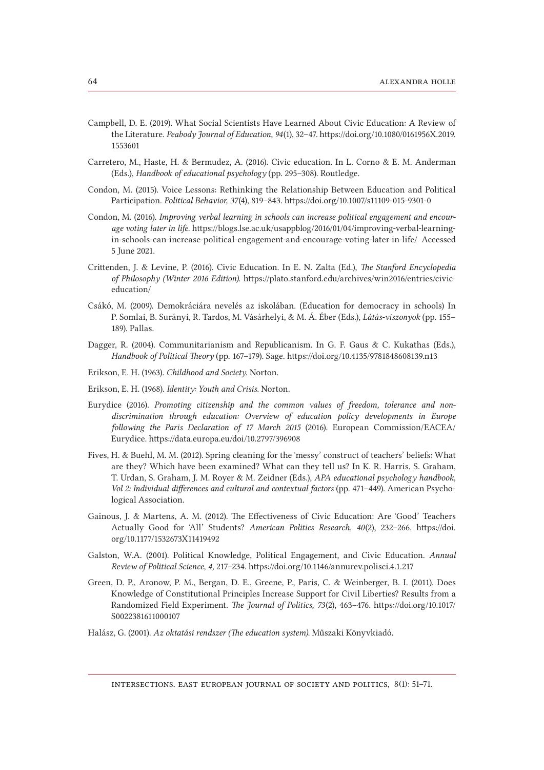Campbell, D. E. (2019). What Social Scientists Have Learned About Civic Education: A Review of the Literature. *Peabody Journal of Education, 94*(1), 32–47. https://doi.org/10.1080/0161956X.2019.1553601

Carretero, M., Haste, H. & Bermudez, A. (2016). Civic education. In L. Corno & E. M. Anderman (Eds.), *Handbook of educational psychology* (pp. 295–308). Routledge.

Condon, M. (2015). Voice Lessons: Rethinking the Relationship Between Education and Political Participation. *Political Behavior, 37*(4), 819–843. https://doi.org/10.1007/s11109-015-9301-0

Condon, M. (2016). *Improving verbal learning in schools can increase political engagement and encourage voting later in life.* https://blogs.lse.ac.uk/usappblog/2016/01/04/improving-verbal-learning-in-schools-can-increase-political-engagement-and-encourage-voting-later-in-life/ Accessed 5 June 2021.

Crittenden, J. & Levine, P. (2016). Civic Education. In E. N. Zalta (Ed.), *The Stanford Encyclopedia of Philosophy (Winter 2016 Edition).* https://plato.stanford.edu/archives/win2016/entries/civic-education/

Csákó, M. (2009). Demokráciára nevelés az iskolában. (Education for democracy in schools) In P. Somlai, B. Surányi, R. Tardos, M. Vásárhelyi, & M. Á. Éber (Eds.), *Látás-viszonyok* (pp. 155–189). Pallas.

Dagger, R. (2004). Communitarianism and Republicanism. In G. F. Gaus & C. Kukathas (Eds.), *Handbook of Political Theory* (pp. 167–179). Sage. https://doi.org/10.4135/9781848608139.n13

Erikson, E. H. (1963). *Childhood and Society.* Norton.

Erikson, E. H. (1968). *Identity: Youth and Crisis.* Norton.

Eurydice (2016). *Promoting citizenship and the common values of freedom, tolerance and non-discrimination through education: Overview of education policy developments in Europe following the Paris Declaration of 17 March 2015* (2016). European Commission/EACEA/Eurydice. https://data.europa.eu/doi/10.2797/396908

Fives, H. & Buehl, M. M. (2012). Spring cleaning for the 'messy' construct of teachers' beliefs: What are they? Which have been examined? What can they tell us? In K. R. Harris, S. Graham, T. Urdan, S. Graham, J. M. Royer & M. Zeidner (Eds.), *APA educational psychology handbook, Vol 2: Individual differences and cultural and contextual factors* (pp. 471–449). American Psychological Association.

Gainous, J. & Martens, A. M. (2012). The Effectiveness of Civic Education: Are 'Good' Teachers Actually Good for 'All' Students? *American Politics Research, 40*(2), 232–266. https://doi.org/10.1177/1532673X11419492

Galston, W.A. (2001). Political Knowledge, Political Engagement, and Civic Education. *Annual Review of Political Science, 4,* 217–234. https://doi.org/10.1146/annurev.polisci.4.1.217

Green, D. P., Aronow, P. M., Bergan, D. E., Greene, P., Paris, C. & Weinberger, B. I. (2011). Does Knowledge of Constitutional Principles Increase Support for Civil Liberties? Results from a Randomized Field Experiment. *The Journal of Politics, 73*(2), 463–476. https://doi.org/10.1017/S0022381611000107

Halász, G. (2001). *Az oktatási rendszer (The education system).* Műszaki Könyvkiadó.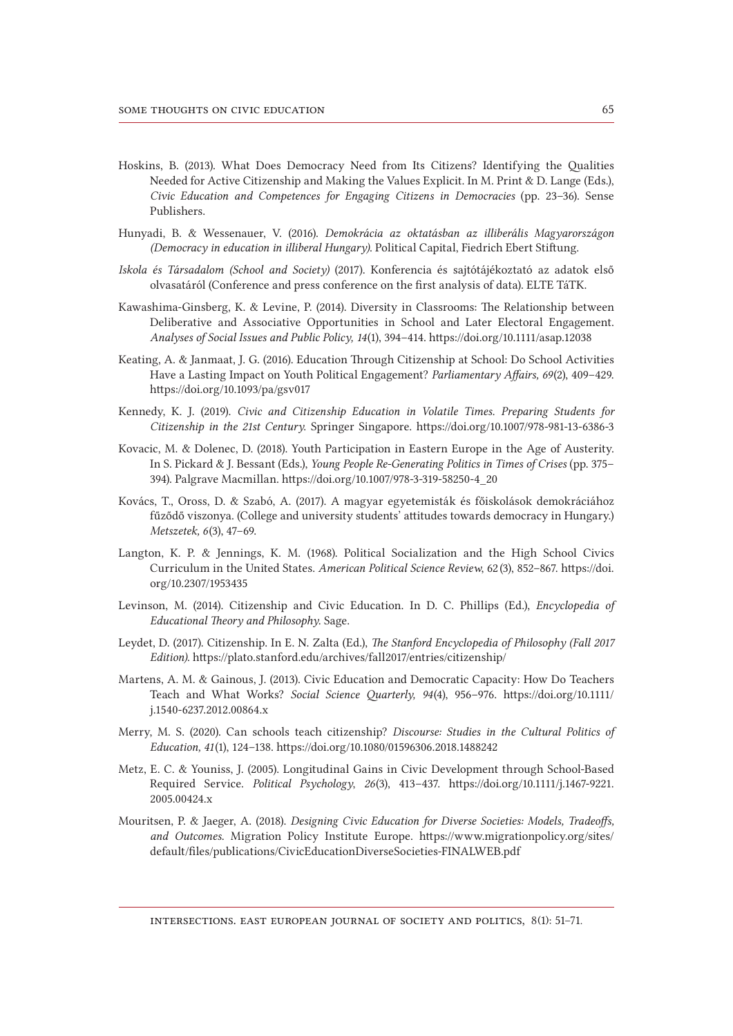Hoskins, B. (2013). What Does Democracy Need from Its Citizens? Identifying the Qualities Needed for Active Citizenship and Making the Values Explicit. In M. Print & D. Lange (Eds.), *Civic Education and Competences for Engaging Citizens in Democracies* (pp. 23–36). Sense Publishers.

Hunyadi, B. & Wessenauer, V. (2016). *Demokrácia az oktatásban az illiberális Magyarországon (Democracy in education in illiberal Hungary)*. Political Capital, Fiedrich Ebert Stiftung.

*Iskola és Társadalom (School and Society)* (2017). Konferencia és sajtótájékoztató az adatok első olvasatáról (Conference and press conference on the first analysis of data). ELTE TáTK.

Kawashima-Ginsberg, K. & Levine, P. (2014). Diversity in Classrooms: The Relationship between Deliberative and Associative Opportunities in School and Later Electoral Engagement. *Analyses of Social Issues and Public Policy, 14*(1), 394–414. https://doi.org/10.1111/asap.12038

Keating, A. & Janmaat, J. G. (2016). Education Through Citizenship at School: Do School Activities Have a Lasting Impact on Youth Political Engagement? *Parliamentary Affairs, 69*(2), 409–429. https://doi.org/10.1093/pa/gsv017

Kennedy, K. J. (2019). *Civic and Citizenship Education in Volatile Times. Preparing Students for Citizenship in the 21st Century.* Springer Singapore. https://doi.org/10.1007/978-981-13-6386-3

Kovacic, M. & Dolenec, D. (2018). Youth Participation in Eastern Europe in the Age of Austerity. In S. Pickard & J. Bessant (Eds.), *Young People Re-Generating Politics in Times of Crises* (pp. 375–394). Palgrave Macmillan. https://doi.org/10.1007/978-3-319-58250-4_20

Kovács, T., Oross, D. & Szabó, A. (2017). A magyar egyetemisták és főiskolások demokráciához fűződő viszonya. (College and university students' attitudes towards democracy in Hungary.) *Metszetek, 6*(3), 47–69.

Langton, K. P. & Jennings, K. M. (1968). Political Socialization and the High School Civics Curriculum in the United States. *American Political Science Review*, 62(3), 852–867. https://doi.org/10.2307/1953435

Levinson, M. (2014). Citizenship and Civic Education. In D. C. Phillips (Ed.), *Encyclopedia of Educational Theory and Philosophy*. Sage.

Leydet, D. (2017). Citizenship. In E. N. Zalta (Ed.), *The Stanford Encyclopedia of Philosophy (Fall 2017 Edition)*. https://plato.stanford.edu/archives/fall2017/entries/citizenship/

Martens, A. M. & Gainous, J. (2013). Civic Education and Democratic Capacity: How Do Teachers Teach and What Works? *Social Science Quarterly, 94*(4), 956–976. https://doi.org/10.1111/j.1540-6237.2012.00864.x

Merry, M. S. (2020). Can schools teach citizenship? *Discourse: Studies in the Cultural Politics of Education, 41*(1), 124–138. https://doi.org/10.1080/01596306.2018.1488242

Metz, E. C. & Youniss, J. (2005). Longitudinal Gains in Civic Development through School-Based Required Service. *Political Psychology*, *26*(3), 413–437. https://doi.org/10.1111/j.1467-9221.2005.00424.x

Mouritsen, P. & Jaeger, A. (2018). *Designing Civic Education for Diverse Societies: Models, Tradeoffs, and Outcomes*. Migration Policy Institute Europe. https://www.migrationpolicy.org/sites/default/files/publications/CivicEducationDiverseSocieties-FINALWEB.pdf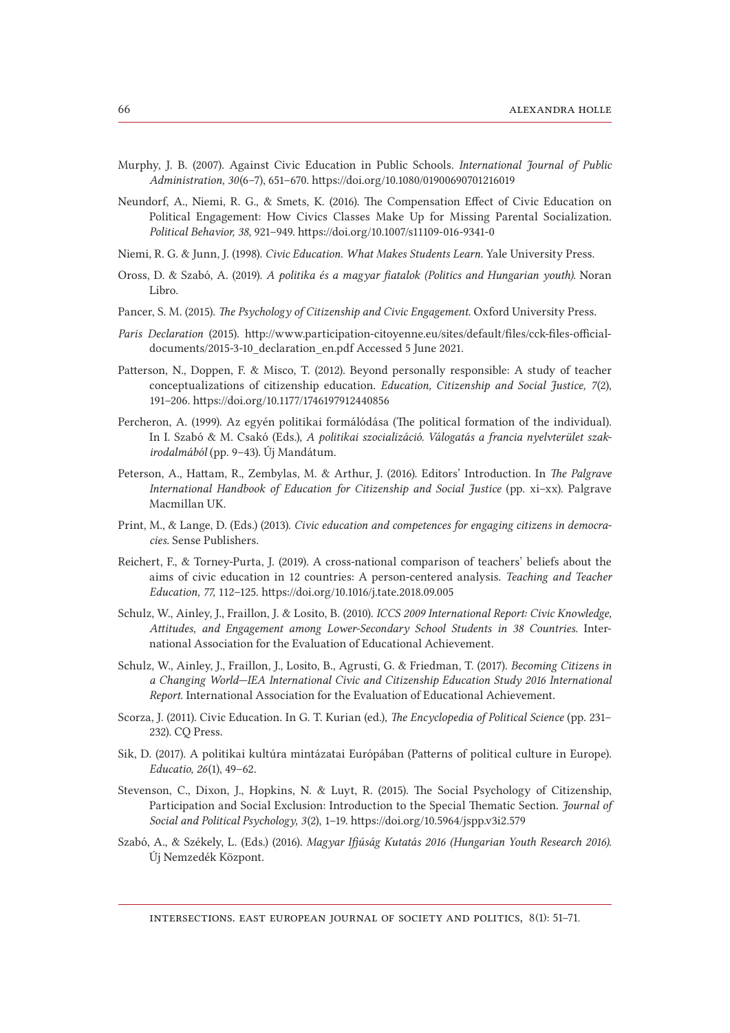Murphy, J. B. (2007). Against Civic Education in Public Schools. *International Journal of Public Administration, 30*(6–7), 651–670. https://doi.org/10.1080/01900690701216019

Neundorf, A., Niemi, R. G., & Smets, K. (2016). The Compensation Effect of Civic Education on Political Engagement: How Civics Classes Make Up for Missing Parental Socialization. *Political Behavior, 38,* 921–949. https://doi.org/10.1007/s11109-016-9341-0

Niemi, R. G. & Junn, J. (1998). *Civic Education. What Makes Students Learn.* Yale University Press.

Oross, D. & Szabó, A. (2019). *A politika és a magyar fiatalok (Politics and Hungarian youth).* Noran Libro.

Pancer, S. M. (2015). *The Psychology of Citizenship and Civic Engagement.* Oxford University Press.

*Paris Declaration* (2015). http://www.participation-citoyenne.eu/sites/default/files/cck-files-official-documents/2015-3-10_declaration_en.pdf Accessed 5 June 2021.

Patterson, N., Doppen, F. & Misco, T. (2012). Beyond personally responsible: A study of teacher conceptualizations of citizenship education. *Education, Citizenship and Social Justice, 7*(2), 191–206. https://doi.org/10.1177/1746197912440856

Percheron, A. (1999). Az egyén politikai formálódása (The political formation of the individual). In I. Szabó & M. Csakó (Eds.), *A politikai szocializáció. Válogatás a francia nyelvterület szakirodalmából* (pp. 9–43). Új Mandátum.

Peterson, A., Hattam, R., Zembylas, M. & Arthur, J. (2016). Editors' Introduction. In *The Palgrave International Handbook of Education for Citizenship and Social Justice* (pp. xi–xx). Palgrave Macmillan UK.

Print, M., & Lange, D. (Eds.) (2013). *Civic education and competences for engaging citizens in democracies.* Sense Publishers.

Reichert, F., & Torney-Purta, J. (2019). A cross-national comparison of teachers' beliefs about the aims of civic education in 12 countries: A person-centered analysis. *Teaching and Teacher Education, 77,* 112–125. https://doi.org/10.1016/j.tate.2018.09.005

Schulz, W., Ainley, J., Fraillon, J. & Losito, B. (2010). *ICCS 2009 International Report: Civic Knowledge, Attitudes, and Engagement among Lower-Secondary School Students in 38 Countries.* International Association for the Evaluation of Educational Achievement.

Schulz, W., Ainley, J., Fraillon, J., Losito, B., Agrusti, G. & Friedman, T. (2017). *Becoming Citizens in a Changing World—IEA International Civic and Citizenship Education Study 2016 International Report.* International Association for the Evaluation of Educational Achievement.

Scorza, J. (2011). Civic Education. In G. T. Kurian (ed.), *The Encyclopedia of Political Science* (pp. 231–232). CQ Press.

Sik, D. (2017). A politikai kultúra mintázatai Európában (Patterns of political culture in Europe). *Educatio, 26*(1), 49–62.

Stevenson, C., Dixon, J., Hopkins, N. & Luyt, R. (2015). The Social Psychology of Citizenship, Participation and Social Exclusion: Introduction to the Special Thematic Section. *Journal of Social and Political Psychology, 3*(2), 1–19. https://doi.org/10.5964/jspp.v3i2.579

Szabó, A., & Székely, L. (Eds.) (2016). *Magyar Ifjúság Kutatás 2016 (Hungarian Youth Research 2016).* Új Nemzedék Központ.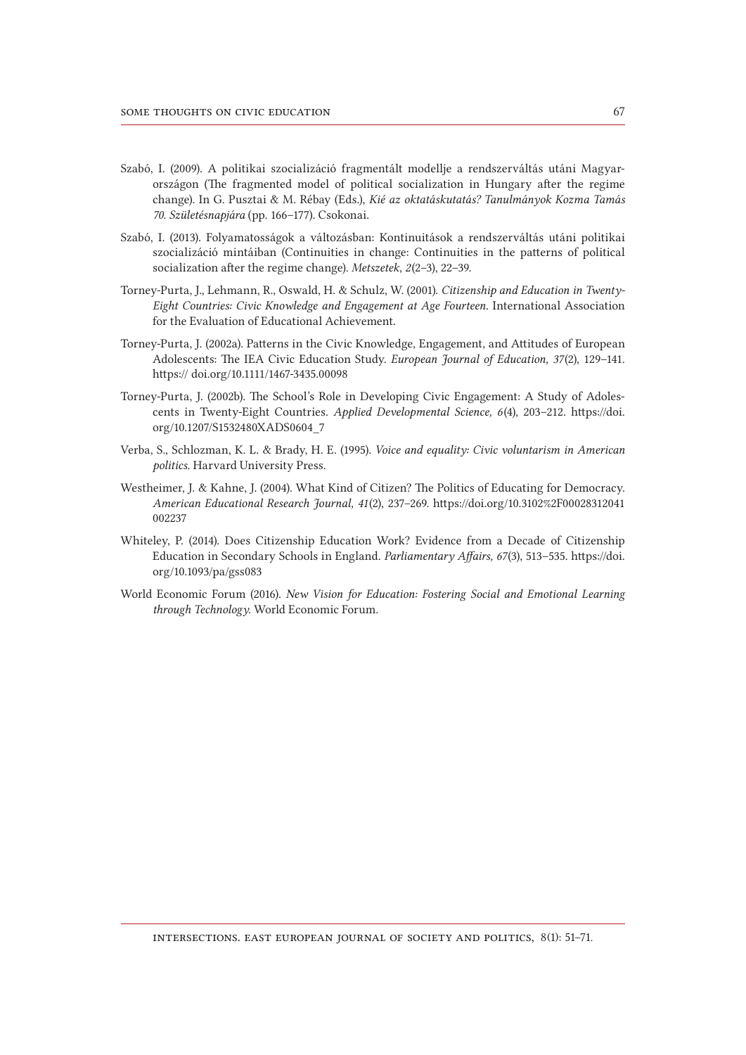Szabó, I. (2009). A politikai szocializáció fragmentált modellje a rendszerváltás utáni Magyarországon (The fragmented model of political socialization in Hungary after the regime change). In G. Pusztai & M. Rébay (Eds.), *Kié az oktatáskutatás? Tanulmányok Kozma Tamás 70. Születésnapjára* (pp. 166–177). Csokonai.

Szabó, I. (2013). Folyamatosságok a változásban: Kontinuitások a rendszerváltás utáni politikai szocializáció mintáiban (Continuities in change: Continuities in the patterns of political socialization after the regime change). *Metszetek*, *2*(2–3), 22–39.

Torney-Purta, J., Lehmann, R., Oswald, H. & Schulz, W. (2001). *Citizenship and Education in Twenty-Eight Countries: Civic Knowledge and Engagement at Age Fourteen*. International Association for the Evaluation of Educational Achievement.

Torney-Purta, J. (2002a). Patterns in the Civic Knowledge, Engagement, and Attitudes of European Adolescents: The IEA Civic Education Study. *European Journal of Education, 37*(2), 129–141. https:// doi.org/10.1111/1467-3435.00098

Torney-Purta, J. (2002b). The School's Role in Developing Civic Engagement: A Study of Adolescents in Twenty-Eight Countries. *Applied Developmental Science, 6*(4), 203–212. https://doi.org/10.1207/S1532480XADS0604_7

Verba, S., Schlozman, K. L. & Brady, H. E. (1995). *Voice and equality: Civic voluntarism in American politics.* Harvard University Press.

Westheimer, J. & Kahne, J. (2004). What Kind of Citizen? The Politics of Educating for Democracy. *American Educational Research Journal, 41*(2), 237–269. https://doi.org/10.3102%2F00028312041002237

Whiteley, P. (2014). Does Citizenship Education Work? Evidence from a Decade of Citizenship Education in Secondary Schools in England. *Parliamentary Affairs, 67*(3), 513–535. https://doi.org/10.1093/pa/gss083

World Economic Forum (2016). *New Vision for Education: Fostering Social and Emotional Learning through Technology.* World Economic Forum.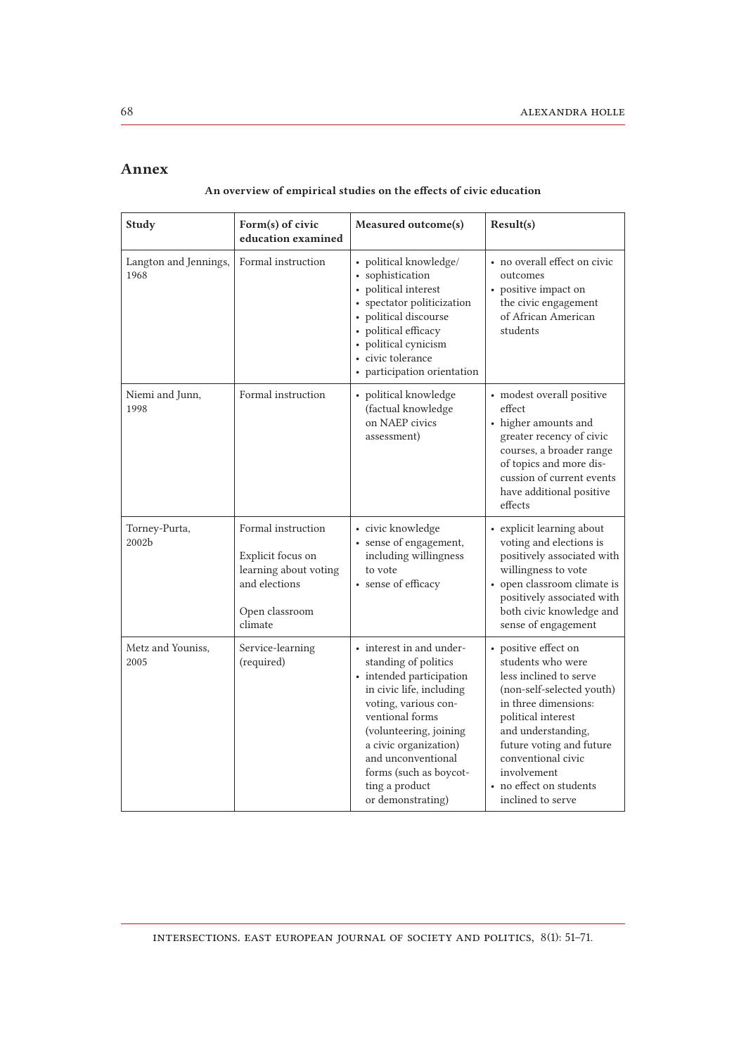## Annex

**An overview of empirical studies on the effects of civic education**

| Study | Form(s) of civic education examined | Measured outcome(s) | Result(s) |
|---|---|---|---|
| Langton and Jennings, 1968 | Formal instruction | • political knowledge/ <br>• sophistication <br>• political interest <br>• spectator politicization <br>• political discourse <br>• political efficacy <br>• political cynicism <br>• civic tolerance <br>• participation orientation | • no overall effect on civic outcomes <br>• positive impact on the civic engagement of African American students |
| Niemi and Junn, 1998 | Formal instruction | • political knowledge (factual knowledge on NAEP civics assessment) | • modest overall positive effect <br>• higher amounts and greater recency of civic courses, a broader range of topics and more discussion of current events have additional positive effects |
| Torney-Purta, 2002b | Formal instruction <br><br>Explicit focus on learning about voting and elections <br><br>Open classroom climate | • civic knowledge <br>• sense of engagement, including willingness to vote <br>• sense of efficacy | • explicit learning about voting and elections is positively associated with willingness to vote <br>• open classroom climate is positively associated with both civic knowledge and sense of engagement |
| Metz and Youniss, 2005 | Service-learning (required) | • interest in and understanding of politics <br>• intended participation in civic life, including voting, various conventional forms (volunteering, joining a civic organization) and unconventional forms (such as boycotting a product or demonstrating) | • positive effect on students who were less inclined to serve (non-self-selected youth) in three dimensions: political interest and understanding, future voting and future conventional civic involvement <br>• no effect on students inclined to serve |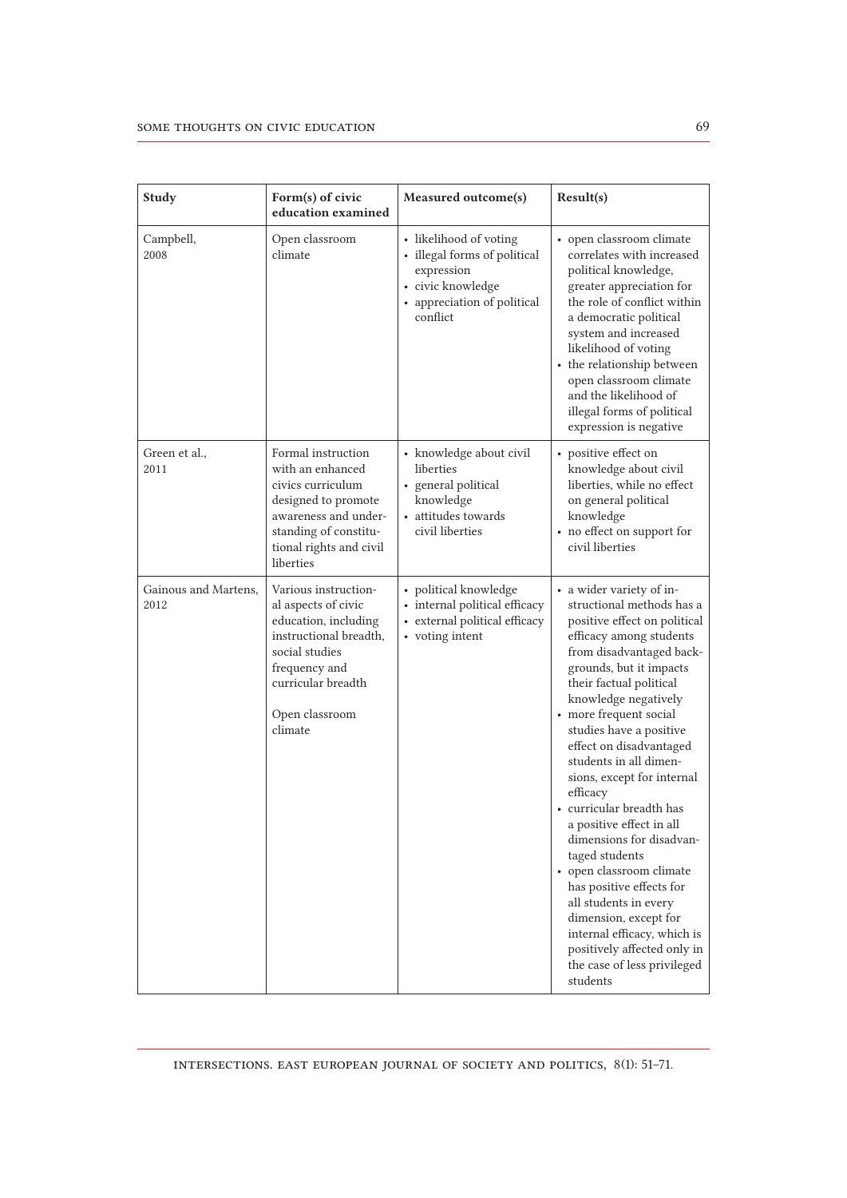| Study | Form(s) of civic education examined | Measured outcome(s) | Result(s) |
|---|---|---|---|
| Campbell, 2008 | Open classroom climate | • likelihood of voting<br>• illegal forms of political expression<br>• civic knowledge<br>• appreciation of political conflict | • open classroom climate correlates with increased political knowledge, greater appreciation for the role of conflict within a democratic political system and increased likelihood of voting<br>• the relationship between open classroom climate and the likelihood of illegal forms of political expression is negative |
| Green et al., 2011 | Formal instruction with an enhanced civics curriculum designed to promote awareness and understanding of constitutional rights and civil liberties | • knowledge about civil liberties<br>• general political knowledge<br>• attitudes towards civil liberties | • positive effect on knowledge about civil liberties, while no effect on general political knowledge<br>• no effect on support for civil liberties |
| Gainous and Martens, 2012 | Various instructional aspects of civic education, including instructional breadth, social studies frequency and curricular breadth<br><br>Open classroom climate | • political knowledge<br>• internal political efficacy<br>• external political efficacy<br>• voting intent | • a wider variety of instructional methods has a positive effect on political efficacy among students from disadvantaged backgrounds, but it impacts their factual political knowledge negatively<br>• more frequent social studies have a positive effect on disadvantaged students in all dimensions, except for internal efficacy<br>• curricular breadth has a positive effect in all dimensions for disadvantaged students<br>• open classroom climate has positive effects for all students in every dimension, except for internal efficacy, which is positively affected only in the case of less privileged students |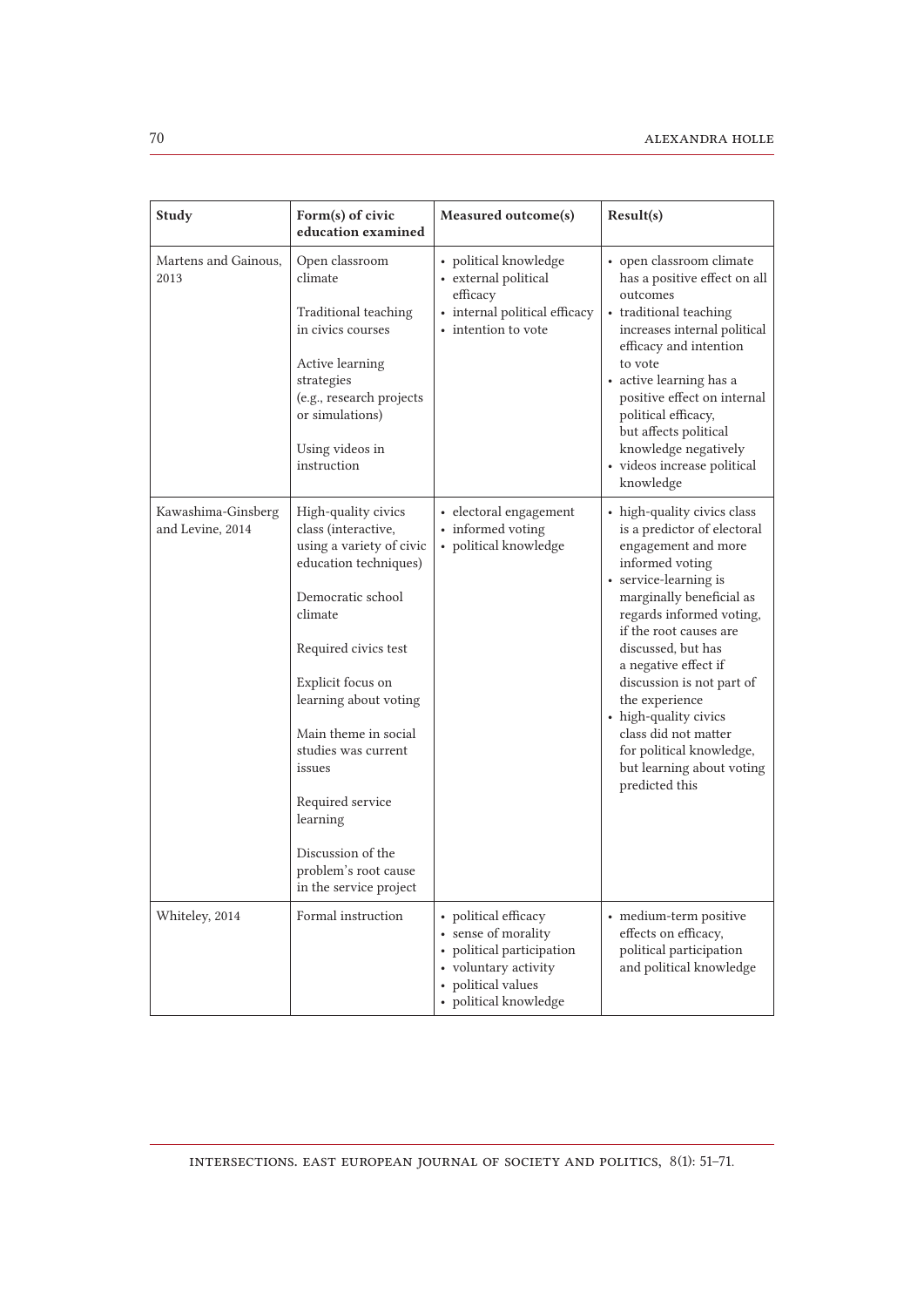| Study | Form(s) of civic education examined | Measured outcome(s) | Result(s) |
|---|---|---|---|
| Martens and Gainous, 2013 | Open classroom climate<br><br>Traditional teaching in civics courses<br><br>Active learning strategies (e.g., research projects or simulations)<br><br>Using videos in instruction | • political knowledge<br>• external political efficacy<br>• internal political efficacy<br>• intention to vote | • open classroom climate has a positive effect on all outcomes<br>• traditional teaching increases internal political efficacy and intention to vote<br>• active learning has a positive effect on internal political efficacy, but affects political knowledge negatively<br>• videos increase political knowledge |
| Kawashima-Ginsberg and Levine, 2014 | High-quality civics class (interactive, using a variety of civic education techniques)<br><br>Democratic school climate<br><br>Required civics test<br><br>Explicit focus on learning about voting<br><br>Main theme in social studies was current issues<br><br>Required service learning<br><br>Discussion of the problem's root cause in the service project | • electoral engagement<br>• informed voting<br>• political knowledge | • high-quality civics class is a predictor of electoral engagement and more informed voting<br>• service-learning is marginally beneficial as regards informed voting, if the root causes are discussed, but has a negative effect if discussion is not part of the experience<br>• high-quality civics class did not matter for political knowledge, but learning about voting predicted this |
| Whiteley, 2014 | Formal instruction | • political efficacy<br>• sense of morality<br>• political participation<br>• voluntary activity<br>• political values<br>• political knowledge | • medium-term positive effects on efficacy, political participation and political knowledge |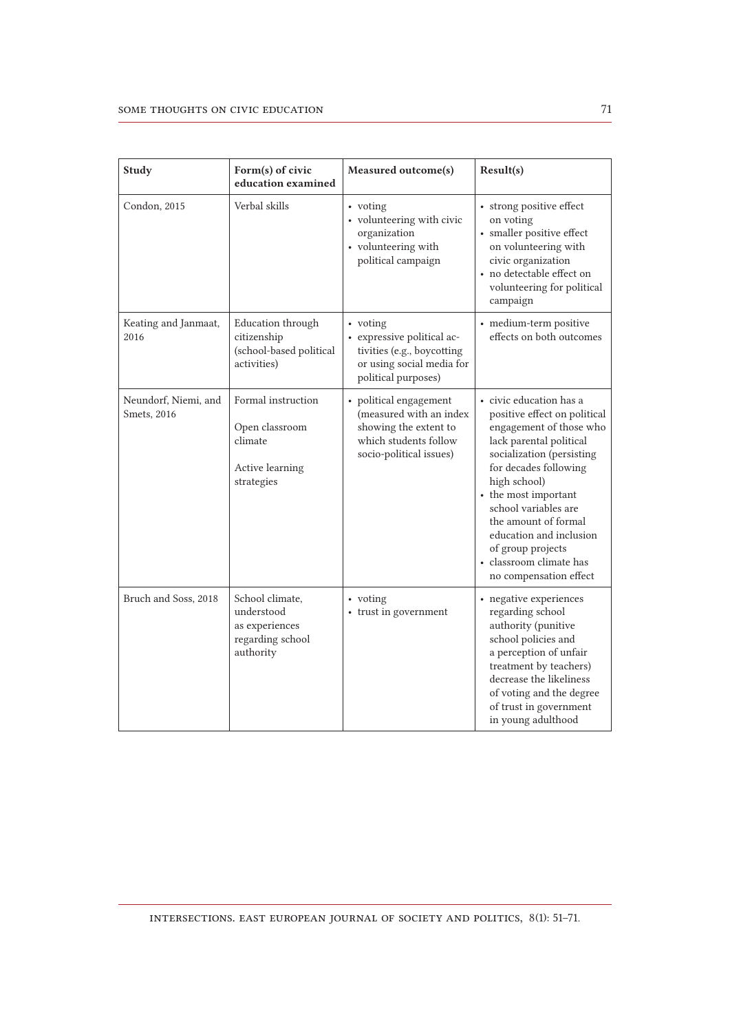| Study | Form(s) of civic education examined | Measured outcome(s) | Result(s) |
|---|---|---|---|
| Condon, 2015 | Verbal skills | • voting<br>• volunteering with civic organization<br>• volunteering with political campaign | • strong positive effect on voting<br>• smaller positive effect on volunteering with civic organization<br>• no detectable effect on volunteering for political campaign |
| Keating and Janmaat, 2016 | Education through citizenship (school-based political activities) | • voting<br>• expressive political activities (e.g., boycotting or using social media for political purposes) | • medium-term positive effects on both outcomes |
| Neundorf, Niemi, and Smets, 2016 | Formal instruction<br><br>Open classroom climate<br><br>Active learning strategies | • political engagement (measured with an index showing the extent to which students follow socio-political issues) | • civic education has a positive effect on political engagement of those who lack parental political socialization (persisting for decades following high school)<br>• the most important school variables are the amount of formal education and inclusion of group projects<br>• classroom climate has no compensation effect |
| Bruch and Soss, 2018 | School climate, understood as experiences regarding school authority | • voting<br>• trust in government | • negative experiences regarding school authority (punitive school policies and a perception of unfair treatment by teachers) decrease the likeliness of voting and the degree of trust in government in young adulthood |